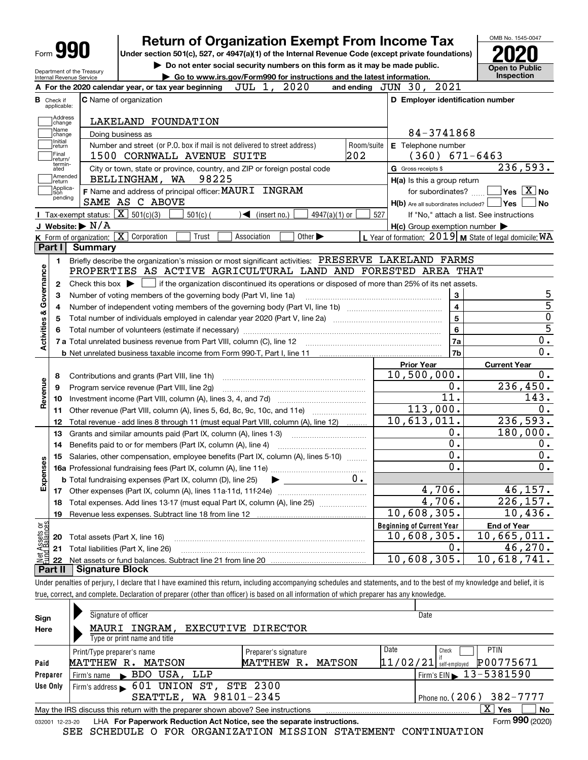# Form 990 — Return of Organization Exempt From Income Tax (2020)

Under section 501(c), 527, or 4947(a)(1) of the Internal Revenue Code (except private foundations)

▶ Do not enter social security numbers on this form as it may be made public.

▶ Go to www.irs.gov/Form990 for instructions and the latest information.

Department of the Treasury, Internal Revenue Service

OMB No. 1545-0047 — **Open to Public Inspection**

**A** For the 2020 calendar year, or tax year beginning JUL 1, 2020 and ending JUN 30, 2021

**B** Check if applicable: Address change, Name change, Initial return, Final return/terminated, Amended return, Application pending

**C** Name of organization: LAKELAND FOUNDATION

Doing business as

Number and street (or P.O. box if mail is not delivered to street address): 1500 CORNWALL AVENUE SUITE — Room/suite: 202

City or town, state or province, country, and ZIP or foreign postal code: BELLINGHAM, WA 98225

**D** Employer identification number: 84-3741868

**E** Telephone number: (360) 671-6463

**G** Gross receipts $ 236,593.

**F** Name and address of principal officer: MAURI INGRAM, SAME AS C ABOVE

**H(a)** Is this a group return for subordinates? ☐ Yes ☒ No

**H(b)** Are all subordinates included? ☐ Yes ☐ No — If "No," attach a list. See instructions

**H(c)** Group exemption number ▶

**I** Tax-exempt status: ☒ 501(c)(3) ☐ 501(c) ( ) ◀ (insert no.) ☐ 4947(a)(1) or ☐ 527

**J** Website: ▶ N/A

**K** Form of organization: ☒ Corporation ☐ Trust ☐ Association ☐ Other ▶

**L** Year of formation: 2019 **M** State of legal domicile: WA

## Part I Summary

**Activities & Governance**

1 Briefly describe the organization's mission or most significant activities: PRESERVE LAKELAND FARMS PROPERTIES AS ACTIVE AGRICULTURAL LAND AND FORESTED AREA THAT

2 Check this box ▶ ☐ if the organization discontinued its operations or disposed of more than 25% of its net assets.

| Line | Description | | Value |
|---|---|---|---|
| 3 | Number of voting members of the governing body (Part VI, line 1a) | 3 | 5 |
| 4 | Number of independent voting members of the governing body (Part VI, line 1b) | 4 | 5 |
| 5 | Total number of individuals employed in calendar year 2020 (Part V, line 2a) | 5 | 0 |
| 6 | Total number of volunteers (estimate if necessary) | 6 | 5 |
| 7a | Total unrelated business revenue from Part VIII, column (C), line 12 | 7a | 0. |
| 7b | Net unrelated business taxable income from Form 990-T, Part I, line 11 | 7b | 0. |

| | | Prior Year | Current Year |
|---|---|---|---|
| **Revenue** | | | |
| 8 | Contributions and grants (Part VIII, line 1h) | 10,500,000. | 0. |
| 9 | Program service revenue (Part VIII, line 2g) | 0. | 236,450. |
| 10 | Investment income (Part VIII, column (A), lines 3, 4, and 7d) | 11. | 143. |
| 11 | Other revenue (Part VIII, column (A), lines 5, 6d, 8c, 9c, 10c, and 11e) | 113,000. | 0. |
| 12 | Total revenue - add lines 8 through 11 (must equal Part VIII, column (A), line 12) | 10,613,011. | 236,593. |
| **Expenses** | | | |
| 13 | Grants and similar amounts paid (Part IX, column (A), lines 1-3) | 0. | 180,000. |
| 14 | Benefits paid to or for members (Part IX, column (A), line 4) | 0. | 0. |
| 15 | Salaries, other compensation, employee benefits (Part IX, column (A), lines 5-10) | 0. | 0. |
| 16a | Professional fundraising fees (Part IX, column (A), line 11e) | 0. | 0. |
| b | Total fundraising expenses (Part IX, column (D), line 25) ▶ 0. | | |
| 17 | Other expenses (Part IX, column (A), lines 11a-11d, 11f-24e) | 4,706. | 46,157. |
| 18 | Total expenses. Add lines 13-17 (must equal Part IX, column (A), line 25) | 4,706. | 226,157. |
| 19 | Revenue less expenses. Subtract line 18 from line 12 | 10,608,305. | 10,436. |
| **Net Assets or Fund Balances** | | **Beginning of Current Year** | **End of Year** |
| 20 | Total assets (Part X, line 16) | 10,608,305. | 10,665,011. |
| 21 | Total liabilities (Part X, line 26) | 0. | 46,270. |
| 22 | Net assets or fund balances. Subtract line 21 from line 20 | 10,608,305. | 10,618,741. |

## Part II Signature Block

Under penalties of perjury, I declare that I have examined this return, including accompanying schedules and statements, and to the best of my knowledge and belief, it is true, correct, and complete. Declaration of preparer (other than officer) is based on all information of which preparer has any knowledge.

**Sign Here**

Signature of officer — Date

MAURI INGRAM, EXECUTIVE DIRECTOR

Type or print name and title

**Paid Preparer Use Only**

| Print/Type preparer's name | Preparer's signature | Date | Check ☐ if self-employed | PTIN |
|---|---|---|---|---|
| MATTHEW R. MATSON | MATTHEW R. MATSON | 11/02/21 | | P00775671 |

Firm's name ▶ BDO USA, LLP — Firm's EIN ▶ 13-5381590

Firm's address ▶ 601 UNION ST, STE 2300, SEATTLE, WA 98101-2345 — Phone no. (206) 382-7777

May the IRS discuss this return with the preparer shown above? See instructions ☒ Yes ☐ No

032001 12-23-20 LHA **For Paperwork Reduction Act Notice, see the separate instructions.** Form **990** (2020)

SEE SCHEDULE O FOR ORGANIZATION MISSION STATEMENT CONTINUATION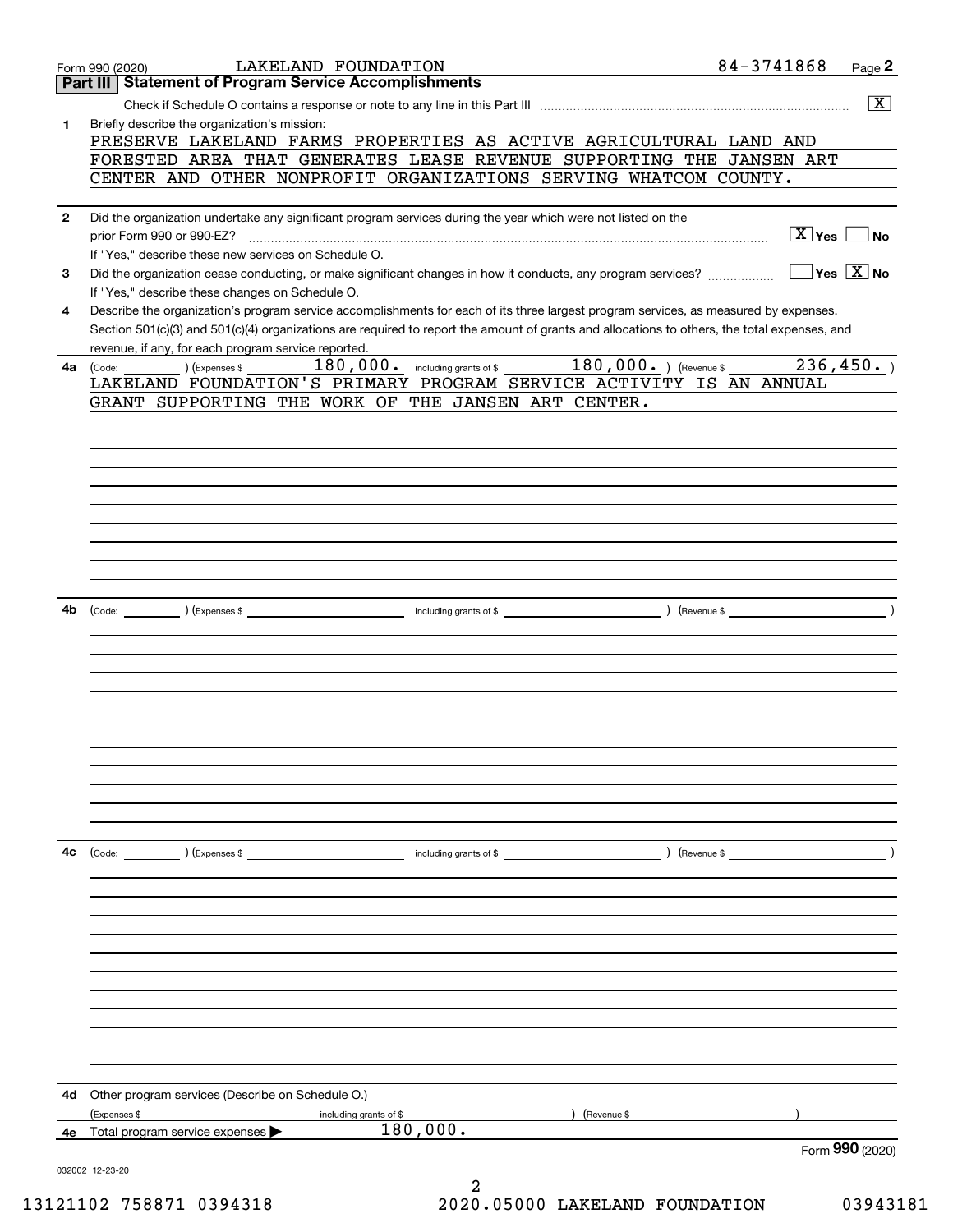Form 990 (2020) LAKELAND FOUNDATION 84-3741868

## Part III Statement of Program Service Accomplishments

Check if Schedule O contains a response or note to any line in this Part III ..... [X]

**1** Briefly describe the organization's mission:

PRESERVE LAKELAND FARMS PROPERTIES AS ACTIVE AGRICULTURAL LAND AND FORESTED AREA THAT GENERATES LEASE REVENUE SUPPORTING THE JANSEN ART CENTER AND OTHER NONPROFIT ORGANIZATIONS SERVING WHATCOM COUNTY.

**2** Did the organization undertake any significant program services during the year which were not listed on the prior Form 990 or 990-EZ? ..... [X] Yes [ ] No

If "Yes," describe these new services on Schedule O.

**3** Did the organization cease conducting, or make significant changes in how it conducts, any program services? ..... [ ] Yes [X] No

If "Yes," describe these changes on Schedule O.

**4** Describe the organization's program service accomplishments for each of its three largest program services, as measured by expenses. Section 501(c)(3) and 501(c)(4) organizations are required to report the amount of grants and allocations to others, the total expenses, and revenue, if any, for each program service reported.

**4a** (Code: ) (Expenses $ 180,000. including grants of $ 180,000. ) (Revenue $ 236,450. )

LAKELAND FOUNDATION'S PRIMARY PROGRAM SERVICE ACTIVITY IS AN ANNUAL GRANT SUPPORTING THE WORK OF THE JANSEN ART CENTER.

**4b** (Code: ) (Expenses $ including grants of $ ) (Revenue $ )

**4c** (Code: ) (Expenses $ including grants of $ ) (Revenue $ )

**4d** Other program services (Describe on Schedule O.)

(Expenses $ including grants of $ ) (Revenue $ )

**4e** Total program service expenses ▶ 180,000.

Form **990** (2020)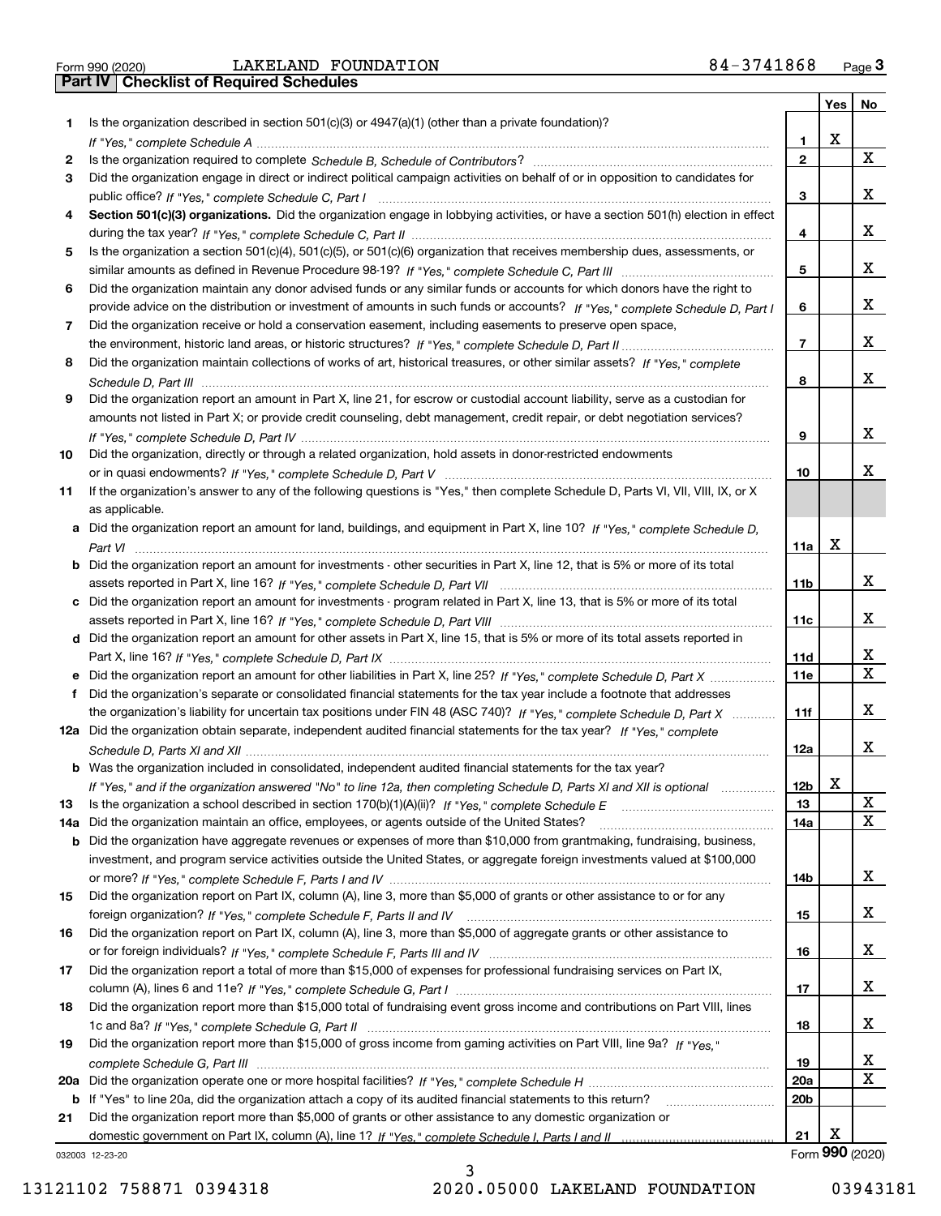Form 990 (2020) LAKELAND FOUNDATION 84-3741868

## Part IV | Checklist of Required Schedules

| | | | Yes | No |
|---|---|---|---|---|
| 1 | Is the organization described in section 501(c)(3) or 4947(a)(1) (other than a private foundation)? *If "Yes," complete Schedule A* | 1 | X | |
| 2 | Is the organization required to complete *Schedule B, Schedule of Contributors*? | 2 | | X |
| 3 | Did the organization engage in direct or indirect political campaign activities on behalf of or in opposition to candidates for public office? *If "Yes," complete Schedule C, Part I* | 3 | | X |
| 4 | **Section 501(c)(3) organizations.** Did the organization engage in lobbying activities, or have a section 501(h) election in effect during the tax year? *If "Yes," complete Schedule C, Part II* | 4 | | X |
| 5 | Is the organization a section 501(c)(4), 501(c)(5), or 501(c)(6) organization that receives membership dues, assessments, or similar amounts as defined in Revenue Procedure 98-19? *If "Yes," complete Schedule C, Part III* | 5 | | X |
| 6 | Did the organization maintain any donor advised funds or any similar funds or accounts for which donors have the right to provide advice on the distribution or investment of amounts in such funds or accounts? *If "Yes," complete Schedule D, Part I* | 6 | | X |
| 7 | Did the organization receive or hold a conservation easement, including easements to preserve open space, the environment, historic land areas, or historic structures? *If "Yes," complete Schedule D, Part II* | 7 | | X |
| 8 | Did the organization maintain collections of works of art, historical treasures, or other similar assets? *If "Yes," complete Schedule D, Part III* | 8 | | X |
| 9 | Did the organization report an amount in Part X, line 21, for escrow or custodial account liability, serve as a custodian for amounts not listed in Part X; or provide credit counseling, debt management, credit repair, or debt negotiation services? *If "Yes," complete Schedule D, Part IV* | 9 | | X |
| 10 | Did the organization, directly or through a related organization, hold assets in donor-restricted endowments or in quasi endowments? *If "Yes," complete Schedule D, Part V* | 10 | | X |
| 11 | If the organization's answer to any of the following questions is "Yes," then complete Schedule D, Parts VI, VII, VIII, IX, or X as applicable. | | | |
| a | Did the organization report an amount for land, buildings, and equipment in Part X, line 10? *If "Yes," complete Schedule D, Part VI* | 11a | X | |
| b | Did the organization report an amount for investments - other securities in Part X, line 12, that is 5% or more of its total assets reported in Part X, line 16? *If "Yes," complete Schedule D, Part VII* | 11b | | X |
| c | Did the organization report an amount for investments - program related in Part X, line 13, that is 5% or more of its total assets reported in Part X, line 16? *If "Yes," complete Schedule D, Part VIII* | 11c | | X |
| d | Did the organization report an amount for other assets in Part X, line 15, that is 5% or more of its total assets reported in Part X, line 16? *If "Yes," complete Schedule D, Part IX* | 11d | | X |
| e | Did the organization report an amount for other liabilities in Part X, line 25? *If "Yes," complete Schedule D, Part X* | 11e | | X |
| f | Did the organization's separate or consolidated financial statements for the tax year include a footnote that addresses the organization's liability for uncertain tax positions under FIN 48 (ASC 740)? *If "Yes," complete Schedule D, Part X* | 11f | | X |
| 12a | Did the organization obtain separate, independent audited financial statements for the tax year? *If "Yes," complete Schedule D, Parts XI and XII* | 12a | | X |
| b | Was the organization included in consolidated, independent audited financial statements for the tax year? *If "Yes," and if the organization answered "No" to line 12a, then completing Schedule D, Parts XI and XII is optional* | 12b | X | |
| 13 | Is the organization a school described in section 170(b)(1)(A)(ii)? *If "Yes," complete Schedule E* | 13 | | X |
| 14a | Did the organization maintain an office, employees, or agents outside of the United States? | 14a | | X |
| b | Did the organization have aggregate revenues or expenses of more than $10,000 from grantmaking, fundraising, business, investment, and program service activities outside the United States, or aggregate foreign investments valued at $100,000 or more? *If "Yes," complete Schedule F, Parts I and IV* | 14b | | X |
| 15 | Did the organization report on Part IX, column (A), line 3, more than $5,000 of grants or other assistance to or for any foreign organization? *If "Yes," complete Schedule F, Parts II and IV* | 15 | | X |
| 16 | Did the organization report on Part IX, column (A), line 3, more than $5,000 of aggregate grants or other assistance to or for foreign individuals? *If "Yes," complete Schedule F, Parts III and IV* | 16 | | X |
| 17 | Did the organization report a total of more than $15,000 of expenses for professional fundraising services on Part IX, column (A), lines 6 and 11e? *If "Yes," complete Schedule G, Part I* | 17 | | X |
| 18 | Did the organization report more than $15,000 total of fundraising event gross income and contributions on Part VIII, lines 1c and 8a? *If "Yes," complete Schedule G, Part II* | 18 | | X |
| 19 | Did the organization report more than $15,000 of gross income from gaming activities on Part VIII, line 9a? *If "Yes," complete Schedule G, Part III* | 19 | | X |
| 20a | Did the organization operate one or more hospital facilities? *If "Yes," complete Schedule H* | 20a | | X |
| b | If "Yes" to line 20a, did the organization attach a copy of its audited financial statements to this return? | 20b | | |
| 21 | Did the organization report more than $5,000 of grants or other assistance to any domestic organization or domestic government on Part IX, column (A), line 1? *If "Yes," complete Schedule I, Parts I and II* | 21 | X | |

032003 12-23-20

Form **990** (2020)

13121102 758871 0394318 2020.05000 LAKELAND FOUNDATION 03943181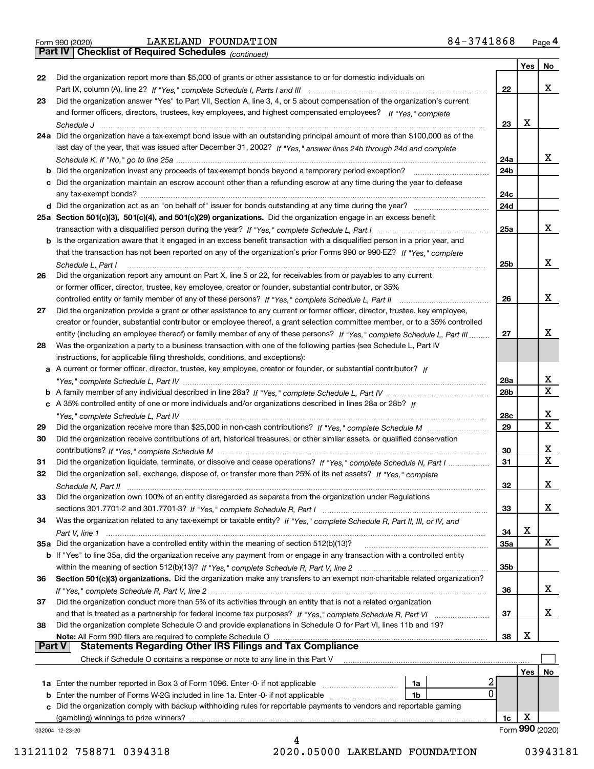Form 990 (2020) LAKELAND FOUNDATION 84-3741868

## Part IV Checklist of Required Schedules *(continued)*

| | | | Yes | No |
|---|---|---|---|---|
| 22 | Did the organization report more than $5,000 of grants or other assistance to or for domestic individuals on Part IX, column (A), line 2? *If "Yes," complete Schedule I, Parts I and III* | 22 | | X |
| 23 | Did the organization answer "Yes" to Part VII, Section A, line 3, 4, or 5 about compensation of the organization's current and former officers, directors, trustees, key employees, and highest compensated employees? *If "Yes," complete Schedule J* | 23 | X | |
| 24a | Did the organization have a tax-exempt bond issue with an outstanding principal amount of more than $100,000 as of the last day of the year, that was issued after December 31, 2002? *If "Yes," answer lines 24b through 24d and complete Schedule K. If "No," go to line 25a* | 24a | | X |
| b | Did the organization invest any proceeds of tax-exempt bonds beyond a temporary period exception? | 24b | | |
| c | Did the organization maintain an escrow account other than a refunding escrow at any time during the year to defease any tax-exempt bonds? | 24c | | |
| d | Did the organization act as an "on behalf of" issuer for bonds outstanding at any time during the year? | 24d | | |
| 25a | **Section 501(c)(3), 501(c)(4), and 501(c)(29) organizations.** Did the organization engage in an excess benefit transaction with a disqualified person during the year? *If "Yes," complete Schedule L, Part I* | 25a | | X |
| b | Is the organization aware that it engaged in an excess benefit transaction with a disqualified person in a prior year, and that the transaction has not been reported on any of the organization's prior Forms 990 or 990-EZ? *If "Yes," complete Schedule L, Part I* | 25b | | X |
| 26 | Did the organization report any amount on Part X, line 5 or 22, for receivables from or payables to any current or former officer, director, trustee, key employee, creator or founder, substantial contributor, or 35% controlled entity or family member of any of these persons? *If "Yes," complete Schedule L, Part II* | 26 | | X |
| 27 | Did the organization provide a grant or other assistance to any current or former officer, director, trustee, key employee, creator or founder, substantial contributor or employee thereof, a grant selection committee member, or to a 35% controlled entity (including an employee thereof) or family member of any of these persons? *If "Yes," complete Schedule L, Part III* | 27 | | X |
| 28 | Was the organization a party to a business transaction with one of the following parties (see Schedule L, Part IV instructions, for applicable filing thresholds, conditions, and exceptions): | | | |
| a | A current or former officer, director, trustee, key employee, creator or founder, or substantial contributor? *If "Yes," complete Schedule L, Part IV* | 28a | | X |
| b | A family member of any individual described in line 28a? *If "Yes," complete Schedule L, Part IV* | 28b | | X |
| c | A 35% controlled entity of one or more individuals and/or organizations described in lines 28a or 28b? *If "Yes," complete Schedule L, Part IV* | 28c | | X |
| 29 | Did the organization receive more than $25,000 in non-cash contributions? *If "Yes," complete Schedule M* | 29 | | X |
| 30 | Did the organization receive contributions of art, historical treasures, or other similar assets, or qualified conservation contributions? *If "Yes," complete Schedule M* | 30 | | X |
| 31 | Did the organization liquidate, terminate, or dissolve and cease operations? *If "Yes," complete Schedule N, Part I* | 31 | | X |
| 32 | Did the organization sell, exchange, dispose of, or transfer more than 25% of its net assets? *If "Yes," complete Schedule N, Part II* | 32 | | X |
| 33 | Did the organization own 100% of an entity disregarded as separate from the organization under Regulations sections 301.7701-2 and 301.7701-3? *If "Yes," complete Schedule R, Part I* | 33 | | X |
| 34 | Was the organization related to any tax-exempt or taxable entity? *If "Yes," complete Schedule R, Part II, III, or IV, and Part V, line 1* | 34 | X | |
| 35a | Did the organization have a controlled entity within the meaning of section 512(b)(13)? | 35a | | X |
| b | If "Yes" to line 35a, did the organization receive any payment from or engage in any transaction with a controlled entity within the meaning of section 512(b)(13)? *If "Yes," complete Schedule R, Part V, line 2* | 35b | | |
| 36 | **Section 501(c)(3) organizations.** Did the organization make any transfers to an exempt non-charitable related organization? *If "Yes," complete Schedule R, Part V, line 2* | 36 | | X |
| 37 | Did the organization conduct more than 5% of its activities through an entity that is not a related organization and that is treated as a partnership for federal income tax purposes? *If "Yes," complete Schedule R, Part VI* | 37 | | X |
| 38 | Did the organization complete Schedule O and provide explanations in Schedule O for Part VI, lines 11b and 19? **Note:** All Form 990 filers are required to complete Schedule O | 38 | X | |

## Part V Statements Regarding Other IRS Filings and Tax Compliance

Check if Schedule O contains a response or note to any line in this Part V ☐

| | | | | | Yes | No |
|---|---|---|---|---|---|---|
| 1a | Enter the number reported in Box 3 of Form 1096. Enter -0- if not applicable | 1a | 2 | | | |
| b | Enter the number of Forms W-2G included in line 1a. Enter -0- if not applicable | 1b | 0 | | | |
| c | Did the organization comply with backup withholding rules for reportable payments to vendors and reportable gaming (gambling) winnings to prize winners? | | | 1c | X | |

032004 12-23-20 Form **990** (2020)

13121102 758871 0394318 2020.05000 LAKELAND FOUNDATION 03943181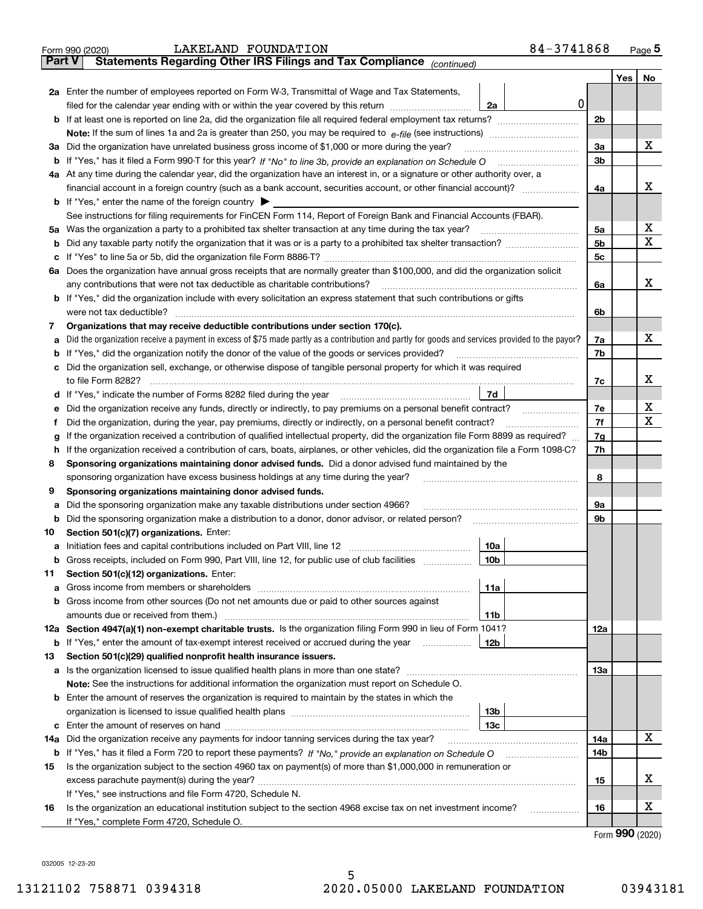Form 990 (2020) LAKELAND FOUNDATION 84-3741868 Page 5

**Part V Statements Regarding Other IRS Filings and Tax Compliance** *(continued)*

| | | | | Yes | No |
|---|---|---|---|---|---|
| **2a** | Enter the number of employees reported on Form W-3, Transmittal of Wage and Tax Statements, filed for the calendar year ending with or within the year covered by this return | 2a | 0 | | |
| **b** | If at least one is reported on line 2a, did the organization file all required federal employment tax returns? | | | 2b | | |
| | **Note:** If the sum of lines 1a and 2a is greater than 250, you may be required to *e-file* (see instructions) | | | | |
| **3a** | Did the organization have unrelated business gross income of $1,000 or more during the year? | | 3a | | X |
| **b** | If "Yes," has it filed a Form 990-T for this year? *If "No" to line 3b, provide an explanation on Schedule O* | | 3b | | |
| **4a** | At any time during the calendar year, did the organization have an interest in, or a signature or other authority over, a financial account in a foreign country (such as a bank account, securities account, or other financial account)? | | 4a | | X |
| **b** | If "Yes," enter the name of the foreign country ▶ | | | | |
| | See instructions for filing requirements for FinCEN Form 114, Report of Foreign Bank and Financial Accounts (FBAR). | | | | |
| **5a** | Was the organization a party to a prohibited tax shelter transaction at any time during the tax year? | | 5a | | X |
| **b** | Did any taxable party notify the organization that it was or is a party to a prohibited tax shelter transaction? | | 5b | | X |
| **c** | If "Yes" to line 5a or 5b, did the organization file Form 8886-T? | | 5c | | |
| **6a** | Does the organization have annual gross receipts that are normally greater than $100,000, and did the organization solicit any contributions that were not tax deductible as charitable contributions? | | 6a | | X |
| **b** | If "Yes," did the organization include with every solicitation an express statement that such contributions or gifts were not tax deductible? | | 6b | | |
| **7** | **Organizations that may receive deductible contributions under section 170(c).** | | | | |
| **a** | Did the organization receive a payment in excess of $75 made partly as a contribution and partly for goods and services provided to the payor? | | 7a | | X |
| **b** | If "Yes," did the organization notify the donor of the value of the goods or services provided? | | 7b | | |
| **c** | Did the organization sell, exchange, or otherwise dispose of tangible personal property for which it was required to file Form 8282? | | 7c | | X |
| **d** | If "Yes," indicate the number of Forms 8282 filed during the year | 7d | | | |
| **e** | Did the organization receive any funds, directly or indirectly, to pay premiums on a personal benefit contract? | | 7e | | X |
| **f** | Did the organization, during the year, pay premiums, directly or indirectly, on a personal benefit contract? | | 7f | | X |
| **g** | If the organization received a contribution of qualified intellectual property, did the organization file Form 8899 as required? | | 7g | | |
| **h** | If the organization received a contribution of cars, boats, airplanes, or other vehicles, did the organization file a Form 1098-C? | | 7h | | |
| **8** | **Sponsoring organizations maintaining donor advised funds.** Did a donor advised fund maintained by the sponsoring organization have excess business holdings at any time during the year? | | 8 | | |
| **9** | **Sponsoring organizations maintaining donor advised funds.** | | | | |
| **a** | Did the sponsoring organization make any taxable distributions under section 4966? | | 9a | | |
| **b** | Did the sponsoring organization make a distribution to a donor, donor advisor, or related person? | | 9b | | |
| **10** | **Section 501(c)(7) organizations.** Enter: | | | | |
| **a** | Initiation fees and capital contributions included on Part VIII, line 12 | 10a | | | |
| **b** | Gross receipts, included on Form 990, Part VIII, line 12, for public use of club facilities | 10b | | | |
| **11** | **Section 501(c)(12) organizations.** Enter: | | | | |
| **a** | Gross income from members or shareholders | 11a | | | |
| **b** | Gross income from other sources (Do not net amounts due or paid to other sources against amounts due or received from them.) | 11b | | | |
| **12a** | **Section 4947(a)(1) non-exempt charitable trusts.** Is the organization filing Form 990 in lieu of Form 1041? | | 12a | | |
| **b** | If "Yes," enter the amount of tax-exempt interest received or accrued during the year | 12b | | | |
| **13** | **Section 501(c)(29) qualified nonprofit health insurance issuers.** | | | | |
| **a** | Is the organization licensed to issue qualified health plans in more than one state? | | 13a | | |
| | **Note:** See the instructions for additional information the organization must report on Schedule O. | | | | |
| **b** | Enter the amount of reserves the organization is required to maintain by the states in which the organization is licensed to issue qualified health plans | 13b | | | |
| **c** | Enter the amount of reserves on hand | 13c | | | |
| **14a** | Did the organization receive any payments for indoor tanning services during the tax year? | | 14a | | X |
| **b** | If "Yes," has it filed a Form 720 to report these payments? *If "No," provide an explanation on Schedule O* | | 14b | | |
| **15** | Is the organization subject to the section 4960 tax on payment(s) of more than $1,000,000 in remuneration or excess parachute payment(s) during the year? | | 15 | | X |
| | If "Yes," see instructions and file Form 4720, Schedule N. | | | | |
| **16** | Is the organization an educational institution subject to the section 4968 excise tax on net investment income? | | 16 | | X |
| | If "Yes," complete Form 4720, Schedule O. | | | | |

Form **990** (2020)

032005 12-23-20

13121102 758871 0394318 2020.05000 LAKELAND FOUNDATION 03943181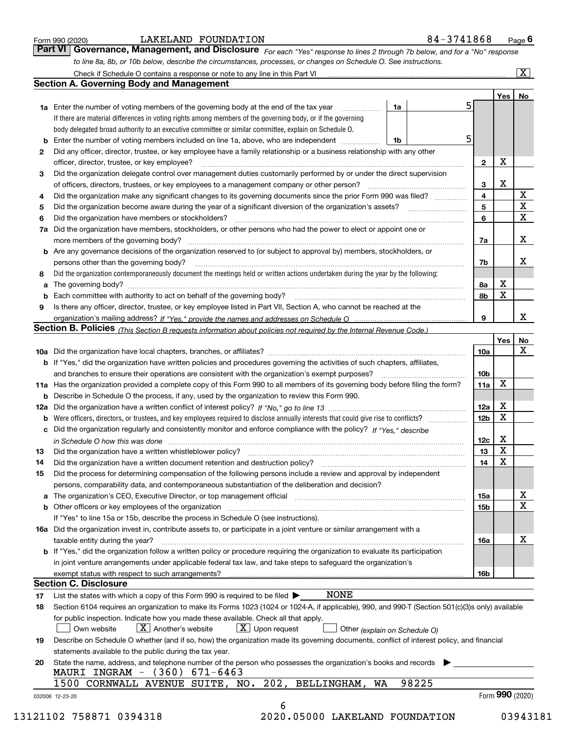Form 990 (2020) LAKELAND FOUNDATION 84-3741868 Page 6

## Part VI Governance, Management, and Disclosure

*For each "Yes" response to lines 2 through 7b below, and for a "No" response to line 8a, 8b, or 10b below, describe the circumstances, processes, or changes on Schedule O. See instructions.*

Check if Schedule O contains a response or note to any line in this Part VI [X]

### Section A. Governing Body and Management

| | | | | Yes | No |
|---|---|---|---|---|---|
| **1a** | Enter the number of voting members of the governing body at the end of the tax year. If there are material differences in voting rights among members of the governing body, or if the governing body delegated broad authority to an executive committee or similar committee, explain on Schedule O. | 1a | 5 | | |
| **b** | Enter the number of voting members included on line 1a, above, who are independent | 1b | 5 | | |
| **2** | Did any officer, director, trustee, or key employee have a family relationship or a business relationship with any other officer, director, trustee, or key employee? | 2 | | X | |
| **3** | Did the organization delegate control over management duties customarily performed by or under the direct supervision of officers, directors, trustees, or key employees to a management company or other person? | 3 | | X | |
| **4** | Did the organization make any significant changes to its governing documents since the prior Form 990 was filed? | 4 | | | X |
| **5** | Did the organization become aware during the year of a significant diversion of the organization's assets? | 5 | | | X |
| **6** | Did the organization have members or stockholders? | 6 | | | X |
| **7a** | Did the organization have members, stockholders, or other persons who had the power to elect or appoint one or more members of the governing body? | 7a | | | X |
| **b** | Are any governance decisions of the organization reserved to (or subject to approval by) members, stockholders, or persons other than the governing body? | 7b | | | X |
| **8** | Did the organization contemporaneously document the meetings held or written actions undertaken during the year by the following: | | | | |
| **a** | The governing body? | 8a | | X | |
| **b** | Each committee with authority to act on behalf of the governing body? | 8b | | X | |
| **9** | Is there any officer, director, trustee, or key employee listed in Part VII, Section A, who cannot be reached at the organization's mailing address? *If "Yes," provide the names and addresses on Schedule O* | 9 | | | X |

### Section B. Policies *(This Section B requests information about policies not required by the Internal Revenue Code.)*

| | | | Yes | No |
|---|---|---|---|---|
| **10a** | Did the organization have local chapters, branches, or affiliates? | 10a | | X |
| **b** | If "Yes," did the organization have written policies and procedures governing the activities of such chapters, affiliates, and branches to ensure their operations are consistent with the organization's exempt purposes? | 10b | | |
| **11a** | Has the organization provided a complete copy of this Form 990 to all members of its governing body before filing the form? | 11a | X | |
| **b** | Describe in Schedule O the process, if any, used by the organization to review this Form 990. | | | |
| **12a** | Did the organization have a written conflict of interest policy? *If "No," go to line 13* | 12a | X | |
| **b** | Were officers, directors, or trustees, and key employees required to disclose annually interests that could give rise to conflicts? | 12b | X | |
| **c** | Did the organization regularly and consistently monitor and enforce compliance with the policy? *If "Yes," describe in Schedule O how this was done* | 12c | X | |
| **13** | Did the organization have a written whistleblower policy? | 13 | X | |
| **14** | Did the organization have a written document retention and destruction policy? | 14 | X | |
| **15** | Did the process for determining compensation of the following persons include a review and approval by independent persons, comparability data, and contemporaneous substantiation of the deliberation and decision? | | | |
| **a** | The organization's CEO, Executive Director, or top management official | 15a | | X |
| **b** | Other officers or key employees of the organization | 15b | | X |
| | If "Yes" to line 15a or 15b, describe the process in Schedule O (see instructions). | | | |
| **16a** | Did the organization invest in, contribute assets to, or participate in a joint venture or similar arrangement with a taxable entity during the year? | 16a | | X |
| **b** | If "Yes," did the organization follow a written policy or procedure requiring the organization to evaluate its participation in joint venture arrangements under applicable federal tax law, and take steps to safeguard the organization's exempt status with respect to such arrangements? | 16b | | |

### Section C. Disclosure

**17** List the states with which a copy of this Form 990 is required to be filed ▶ NONE

**18** Section 6104 requires an organization to make its Forms 1023 (1024 or 1024-A, if applicable), 990, and 990-T (Section 501(c)(3)s only) available for public inspection. Indicate how you made these available. Check all that apply.

[ ] Own website [X] Another's website [X] Upon request [ ] Other *(explain on Schedule O)*

**19** Describe on Schedule O whether (and if so, how) the organization made its governing documents, conflict of interest policy, and financial statements available to the public during the tax year.

**20** State the name, address, and telephone number of the person who possesses the organization's books and records ▶

MAURI INGRAM - (360) 671-6463
1500 CORNWALL AVENUE SUITE, NO. 202, BELLINGHAM, WA 98225

Form **990** (2020)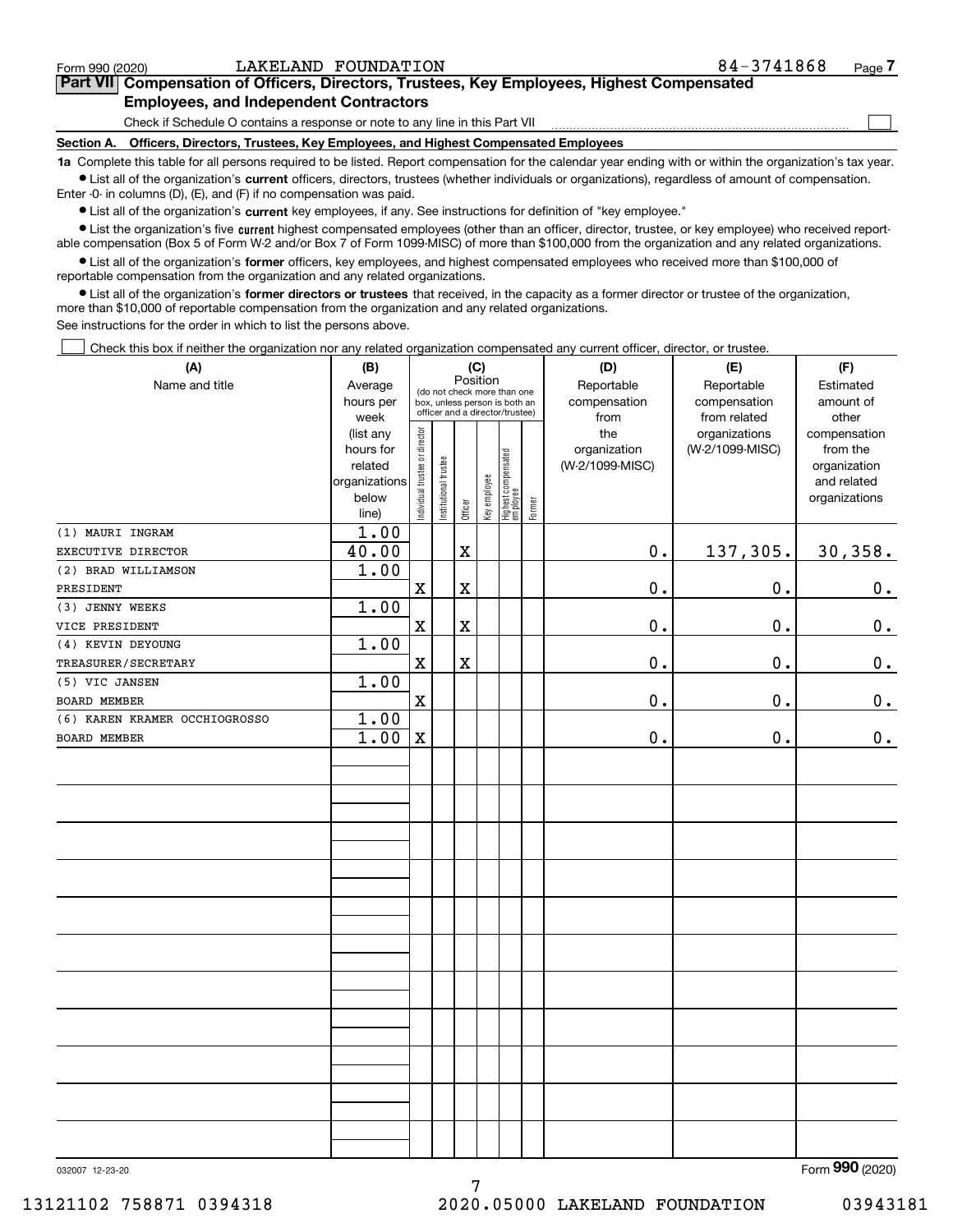Form 990 (2020) LAKELAND FOUNDATION 84-3741868

## Part VII Compensation of Officers, Directors, Trustees, Key Employees, Highest Compensated Employees, and Independent Contractors

Check if Schedule O contains a response or note to any line in this Part VII ☐

### Section A. Officers, Directors, Trustees, Key Employees, and Highest Compensated Employees

**1a** Complete this table for all persons required to be listed. Report compensation for the calendar year ending with or within the organization's tax year.

- List all of the organization's **current** officers, directors, trustees (whether individuals or organizations), regardless of amount of compensation. Enter -0- in columns (D), (E), and (F) if no compensation was paid.
- List all of the organization's **current** key employees, if any. See instructions for definition of "key employee."
- List the organization's five **current** highest compensated employees (other than an officer, director, trustee, or key employee) who received reportable compensation (Box 5 of Form W-2 and/or Box 7 of Form 1099-MISC) of more than $100,000 from the organization and any related organizations.
- List all of the organization's **former** officers, key employees, and highest compensated employees who received more than $100,000 of reportable compensation from the organization and any related organizations.
- List all of the organization's **former directors or trustees** that received, in the capacity as a former director or trustee of the organization, more than $10,000 of reportable compensation from the organization and any related organizations.

See instructions for the order in which to list the persons above.

☐ Check this box if neither the organization nor any related organization compensated any current officer, director, or trustee.

| (A) Name and title | (B) Average hours per week (list any hours for related organizations below line) | (C) Position: Individual trustee or director | Institutional trustee | Officer | Key employee | Highest compensated employee | Former | (D) Reportable compensation from the organization (W-2/1099-MISC) | (E) Reportable compensation from related organizations (W-2/1099-MISC) | (F) Estimated amount of other compensation from the organization and related organizations |
|---|---|---|---|---|---|---|---|---|---|---|
| (1) MAURI INGRAM<br>EXECUTIVE DIRECTOR | 1.00<br>40.00 | | | X | | | | 0. | 137,305. | 30,358. |
| (2) BRAD WILLIAMSON<br>PRESIDENT | 1.00 | X | | X | | | | 0. | 0. | 0. |
| (3) JENNY WEEKS<br>VICE PRESIDENT | 1.00 | X | | X | | | | 0. | 0. | 0. |
| (4) KEVIN DEYOUNG<br>TREASURER/SECRETARY | 1.00 | X | | X | | | | 0. | 0. | 0. |
| (5) VIC JANSEN<br>BOARD MEMBER | 1.00 | X | | | | | | 0. | 0. | 0. |
| (6) KAREN KRAMER OCCHIOGROSSO<br>BOARD MEMBER | 1.00<br>1.00 | X | | | | | | 0. | 0. | 0. |

Form 990 (2020)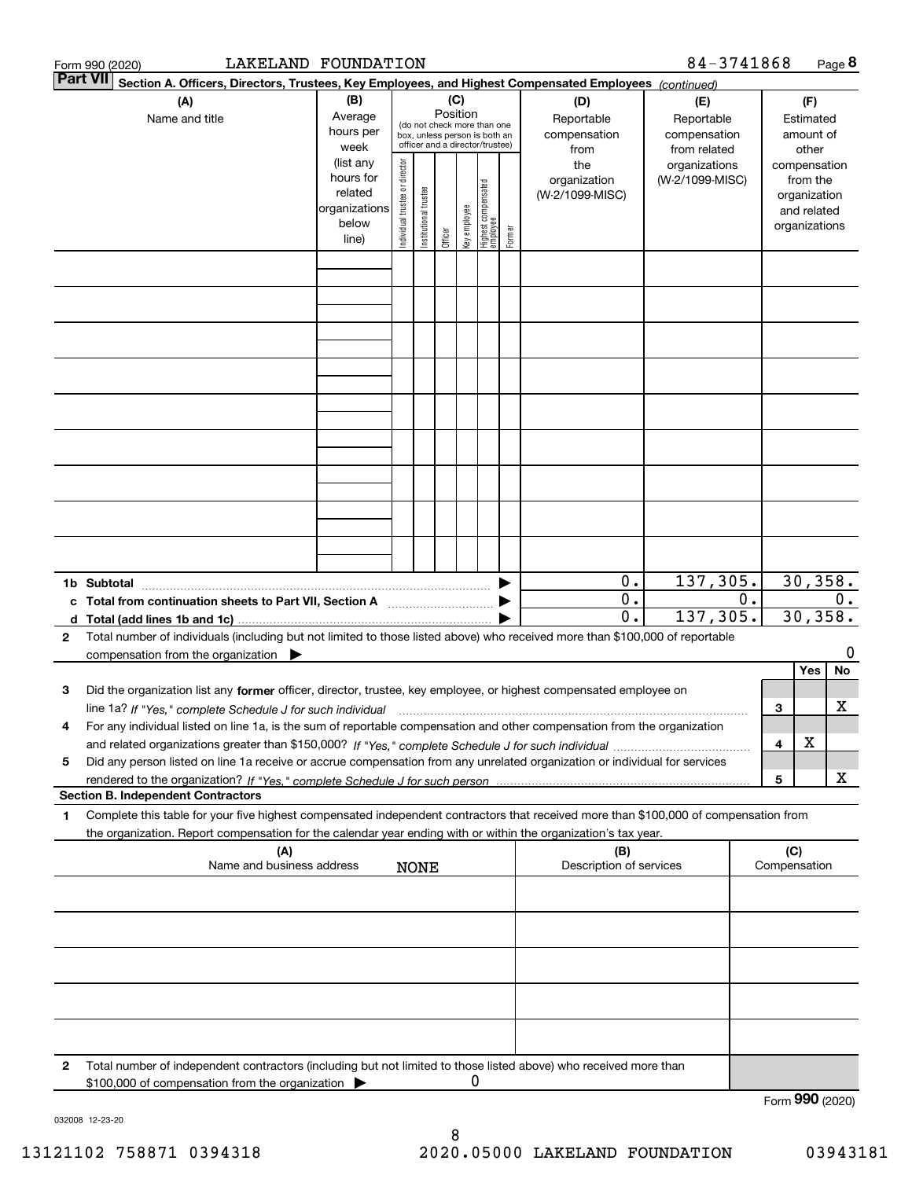Form 990 (2020) LAKELAND FOUNDATION 84-3741868

## Part VII Section A. Officers, Directors, Trustees, Key Employees, and Highest Compensated Employees *(continued)*

| (A) Name and title | (B) Average hours per week (list any hours for related organizations below line) | (C) Position (do not check more than one box, unless person is both an officer and a director/trustee): Individual trustee or director | Institutional trustee | Officer | Key employee | Highest compensated employee | Former | (D) Reportable compensation from the organization (W-2/1099-MISC) | (E) Reportable compensation from related organizations (W-2/1099-MISC) | (F) Estimated amount of other compensation from the organization and related organizations |
|---|---|---|---|---|---|---|---|---|---|---|
| | | | | | | | | | | |
| | | | | | | | | | | |
| | | | | | | | | | | |
| | | | | | | | | | | |
| | | | | | | | | | | |
| | | | | | | | | | | |
| | | | | | | | | | | |
| | | | | | | | | | | |
| | | | | | | | | | | |
| **1b Subtotal** | | | | | | | | 0. | 137,305. | 30,358. |
| **c Total from continuation sheets to Part VII, Section A** | | | | | | | | 0. | 0. | 0. |
| **d Total (add lines 1b and 1c)** | | | | | | | | 0. | 137,305. | 30,358. |

**2** Total number of individuals (including but not limited to those listed above) who received more than $100,000 of reportable compensation from the organization ▶ 0

| | | Yes | No |
|---|---|---|---|
| **3** Did the organization list any **former** officer, director, trustee, key employee, or highest compensated employee on line 1a? *If "Yes," complete Schedule J for such individual* | 3 | | X |
| **4** For any individual listed on line 1a, is the sum of reportable compensation and other compensation from the organization and related organizations greater than $150,000? *If "Yes," complete Schedule J for such individual* | 4 | X | |
| **5** Did any person listed on line 1a receive or accrue compensation from any unrelated organization or individual for services rendered to the organization? *If "Yes," complete Schedule J for such person* | 5 | | X |

### Section B. Independent Contractors

**1** Complete this table for your five highest compensated independent contractors that received more than $100,000 of compensation from the organization. Report compensation for the calendar year ending with or within the organization's tax year.

| (A) Name and business address | (B) Description of services | (C) Compensation |
|---|---|---|
| NONE | | |
| | | |
| | | |
| | | |
| | | |

**2** Total number of independent contractors (including but not limited to those listed above) who received more than $100,000 of compensation from the organization ▶ 0

Form **990** (2020)

032008 12-23-20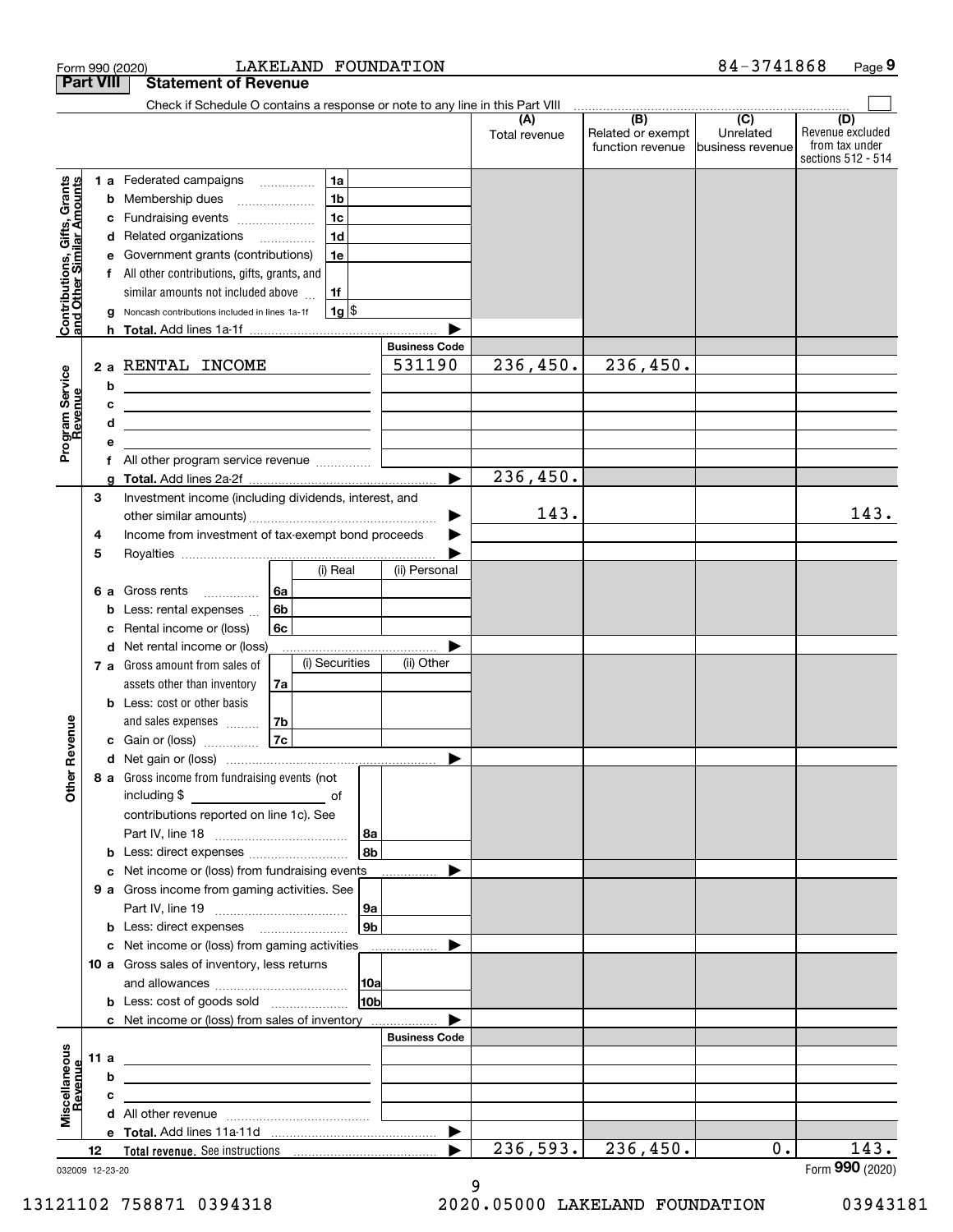Form 990 (2020) LAKELAND FOUNDATION 84-3741868

## Part VIII Statement of Revenue

Check if Schedule O contains a response or note to any line in this Part VIII

| | | | (A) Total revenue | (B) Related or exempt function revenue | (C) Unrelated business revenue | (D) Revenue excluded from tax under sections 512 - 514 |
|---|---|---|---|---|---|---|
| **Contributions, Gifts, Grants and Other Similar Amounts** | 1 a Federated campaigns | 1a | | | | |
| | b Membership dues | 1b | | | | |
| | c Fundraising events | 1c | | | | |
| | d Related organizations | 1d | | | | |
| | e Government grants (contributions) | 1e | | | | |
| | f All other contributions, gifts, grants, and similar amounts not included above | 1f | | | | |
| | g Noncash contributions included in lines 1a-1f | 1g $ | | | | |
| | h Total. Add lines 1a-1f | | | | | |
| **Program Service Revenue** | | Business Code | | | | |
| | 2 a RENTAL INCOME | 531190 | 236,450. | 236,450. | | |
| | b | | | | | |
| | c | | | | | |
| | d | | | | | |
| | e | | | | | |
| | f All other program service revenue | | | | | |
| | g Total. Add lines 2a-2f | | 236,450. | | | |
| **Other Revenue** | 3 Investment income (including dividends, interest, and other similar amounts) | | 143. | | | 143. |
| | 4 Income from investment of tax-exempt bond proceeds | | | | | |
| | 5 Royalties | | | | | |
| | 6 a Gross rents (i) Real / (ii) Personal | 6a | | | | |
| | b Less: rental expenses | 6b | | | | |
| | c Rental income or (loss) | 6c | | | | |
| | d Net rental income or (loss) | | | | | |
| | 7 a Gross amount from sales of assets other than inventory (i) Securities / (ii) Other | 7a | | | | |
| | b Less: cost or other basis and sales expenses | 7b | | | | |
| | c Gain or (loss) | 7c | | | | |
| | d Net gain or (loss) | | | | | |
| | 8 a Gross income from fundraising events (not including $ of contributions reported on line 1c). See Part IV, line 18 | 8a | | | | |
| | b Less: direct expenses | 8b | | | | |
| | c Net income or (loss) from fundraising events | | | | | |
| | 9 a Gross income from gaming activities. See Part IV, line 19 | 9a | | | | |
| | b Less: direct expenses | 9b | | | | |
| | c Net income or (loss) from gaming activities | | | | | |
| | 10 a Gross sales of inventory, less returns and allowances | 10a | | | | |
| | b Less: cost of goods sold | 10b | | | | |
| | c Net income or (loss) from sales of inventory | | | | | |
| **Miscellaneous Revenue** | | Business Code | | | | |
| | 11 a | | | | | |
| | b | | | | | |
| | c | | | | | |
| | d All other revenue | | | | | |
| | e Total. Add lines 11a-11d | | | | | |
| | 12 Total revenue. See instructions | | 236,593. | 236,450. | 0. | 143. |

032009 12-23-20 Form 990 (2020)

13121102 758871 0394318 2020.05000 LAKELAND FOUNDATION 03943181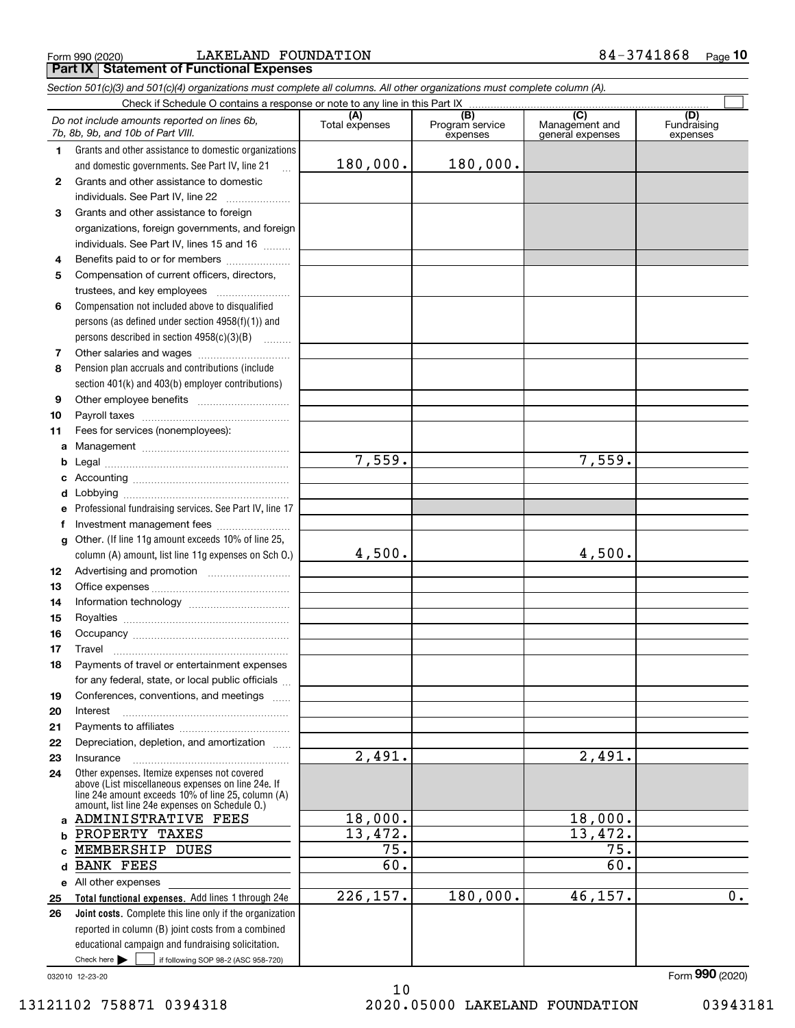Form 990 (2020) LAKELAND FOUNDATION 84-3741868 Page 10

**Part IX Statement of Functional Expenses**

*Section 501(c)(3) and 501(c)(4) organizations must complete all columns. All other organizations must complete column (A).*

Check if Schedule O contains a response or note to any line in this Part IX ☐

| | *Do not include amounts reported on lines 6b, 7b, 8b, 9b, and 10b of Part VIII.* | (A) Total expenses | (B) Program service expenses | (C) Management and general expenses | (D) Fundraising expenses |
|---|---|---|---|---|---|
| 1 | Grants and other assistance to domestic organizations and domestic governments. See Part IV, line 21 | 180,000. | 180,000. | | |
| 2 | Grants and other assistance to domestic individuals. See Part IV, line 22 | | | | |
| 3 | Grants and other assistance to foreign organizations, foreign governments, and foreign individuals. See Part IV, lines 15 and 16 | | | | |
| 4 | Benefits paid to or for members | | | | |
| 5 | Compensation of current officers, directors, trustees, and key employees | | | | |
| 6 | Compensation not included above to disqualified persons (as defined under section 4958(f)(1)) and persons described in section 4958(c)(3)(B) | | | | |
| 7 | Other salaries and wages | | | | |
| 8 | Pension plan accruals and contributions (include section 401(k) and 403(b) employer contributions) | | | | |
| 9 | Other employee benefits | | | | |
| 10 | Payroll taxes | | | | |
| 11 | Fees for services (nonemployees): | | | | |
| a | Management | | | | |
| b | Legal | 7,559. | | 7,559. | |
| c | Accounting | | | | |
| d | Lobbying | | | | |
| e | Professional fundraising services. See Part IV, line 17 | | | | |
| f | Investment management fees | | | | |
| g | Other. (If line 11g amount exceeds 10% of line 25, column (A) amount, list line 11g expenses on Sch O.) | 4,500. | | 4,500. | |
| 12 | Advertising and promotion | | | | |
| 13 | Office expenses | | | | |
| 14 | Information technology | | | | |
| 15 | Royalties | | | | |
| 16 | Occupancy | | | | |
| 17 | Travel | | | | |
| 18 | Payments of travel or entertainment expenses for any federal, state, or local public officials | | | | |
| 19 | Conferences, conventions, and meetings | | | | |
| 20 | Interest | | | | |
| 21 | Payments to affiliates | | | | |
| 22 | Depreciation, depletion, and amortization | | | | |
| 23 | Insurance | 2,491. | | 2,491. | |
| 24 | Other expenses. Itemize expenses not covered above (List miscellaneous expenses on line 24e. If line 24e amount exceeds 10% of line 25, column (A) amount, list line 24e expenses on Schedule O.) | | | | |
| a | ADMINISTRATIVE FEES | 18,000. | | 18,000. | |
| b | PROPERTY TAXES | 13,472. | | 13,472. | |
| c | MEMBERSHIP DUES | 75. | | 75. | |
| d | BANK FEES | 60. | | 60. | |
| e | All other expenses | | | | |
| 25 | **Total functional expenses.** Add lines 1 through 24e | 226,157. | 180,000. | 46,157. | 0. |
| 26 | **Joint costs.** Complete this line only if the organization reported in column (B) joint costs from a combined educational campaign and fundraising solicitation. Check here ☐ if following SOP 98-2 (ASC 958-720) | | | | |

032010 12-23-20 Form **990** (2020)

13121102 758871 0394318 2020.05000 LAKELAND FOUNDATION 03943181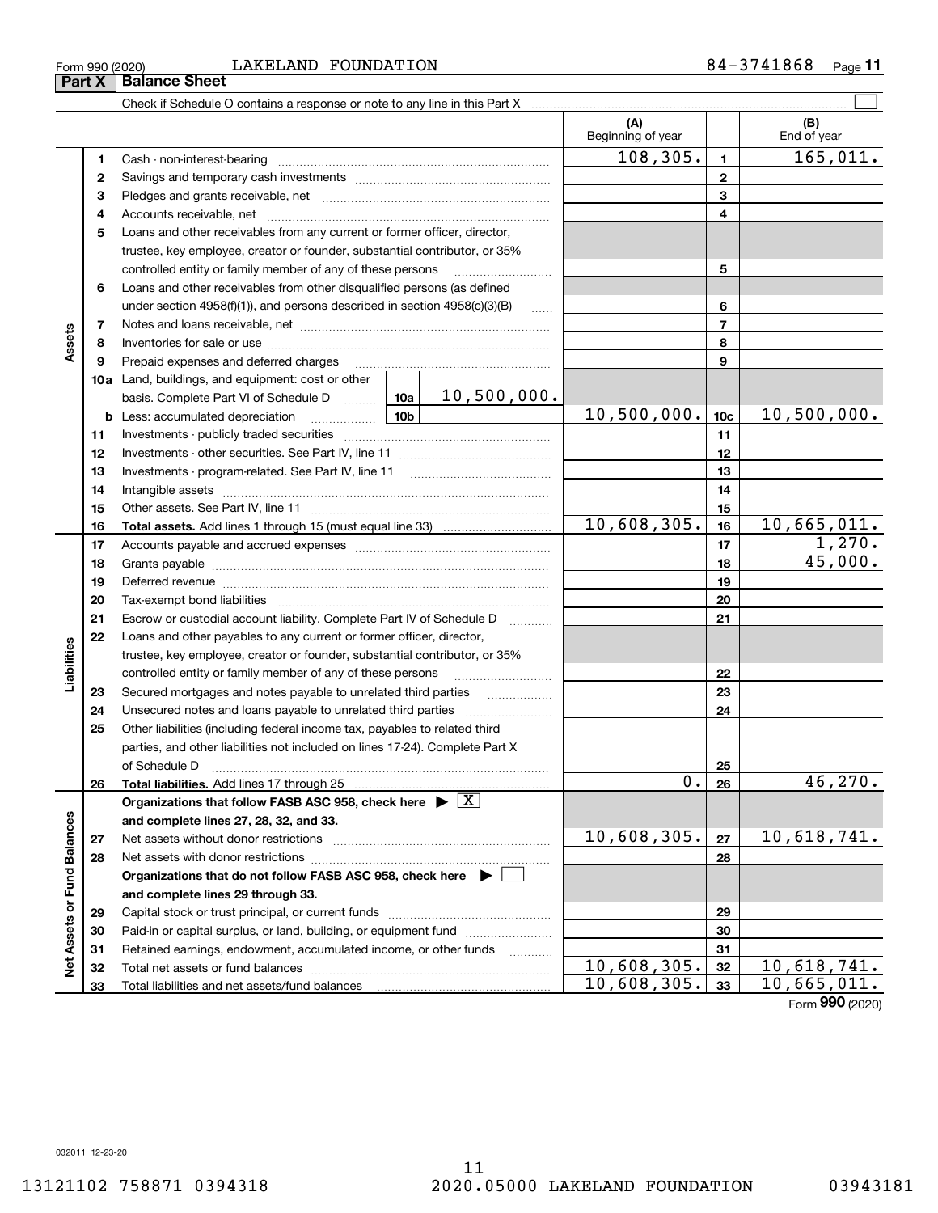Form 990 (2020) LAKELAND FOUNDATION 84-3741868

## Part X Balance Sheet

Check if Schedule O contains a response or note to any line in this Part X

| | | | (A) Beginning of year | | (B) End of year |
|---|---|---|---|---|---|
| Assets | 1 | Cash - non-interest-bearing | 108,305. | 1 | 165,011. |
| | 2 | Savings and temporary cash investments | | 2 | |
| | 3 | Pledges and grants receivable, net | | 3 | |
| | 4 | Accounts receivable, net | | 4 | |
| | 5 | Loans and other receivables from any current or former officer, director, trustee, key employee, creator or founder, substantial contributor, or 35% controlled entity or family member of any of these persons | | 5 | |
| | 6 | Loans and other receivables from other disqualified persons (as defined under section 4958(f)(1)), and persons described in section 4958(c)(3)(B) | | 6 | |
| | 7 | Notes and loans receivable, net | | 7 | |
| | 8 | Inventories for sale or use | | 8 | |
| | 9 | Prepaid expenses and deferred charges | | 9 | |
| | 10a | Land, buildings, and equipment: cost or other basis. Complete Part VI of Schedule D 10a 10,500,000. | | | |
| | b | Less: accumulated depreciation 10b | 10,500,000. | 10c | 10,500,000. |
| | 11 | Investments - publicly traded securities | | 11 | |
| | 12 | Investments - other securities. See Part IV, line 11 | | 12 | |
| | 13 | Investments - program-related. See Part IV, line 11 | | 13 | |
| | 14 | Intangible assets | | 14 | |
| | 15 | Other assets. See Part IV, line 11 | | 15 | |
| | 16 | **Total assets.** Add lines 1 through 15 (must equal line 33) | 10,608,305. | 16 | 10,665,011. |
| Liabilities | 17 | Accounts payable and accrued expenses | | 17 | 1,270. |
| | 18 | Grants payable | | 18 | 45,000. |
| | 19 | Deferred revenue | | 19 | |
| | 20 | Tax-exempt bond liabilities | | 20 | |
| | 21 | Escrow or custodial account liability. Complete Part IV of Schedule D | | 21 | |
| | 22 | Loans and other payables to any current or former officer, director, trustee, key employee, creator or founder, substantial contributor, or 35% controlled entity or family member of any of these persons | | 22 | |
| | 23 | Secured mortgages and notes payable to unrelated third parties | | 23 | |
| | 24 | Unsecured notes and loans payable to unrelated third parties | | 24 | |
| | 25 | Other liabilities (including federal income tax, payables to related third parties, and other liabilities not included on lines 17-24). Complete Part X of Schedule D | | 25 | |
| | 26 | **Total liabilities.** Add lines 17 through 25 | 0. | 26 | 46,270. |
| Net Assets or Fund Balances | | **Organizations that follow FASB ASC 958, check here** ▶ [X] **and complete lines 27, 28, 32, and 33.** | | | |
| | 27 | Net assets without donor restrictions | 10,608,305. | 27 | 10,618,741. |
| | 28 | Net assets with donor restrictions | | 28 | |
| | | **Organizations that do not follow FASB ASC 958, check here** ▶ [ ] **and complete lines 29 through 33.** | | | |
| | 29 | Capital stock or trust principal, or current funds | | 29 | |
| | 30 | Paid-in or capital surplus, or land, building, or equipment fund | | 30 | |
| | 31 | Retained earnings, endowment, accumulated income, or other funds | | 31 | |
| | 32 | Total net assets or fund balances | 10,608,305. | 32 | 10,618,741. |
| | 33 | Total liabilities and net assets/fund balances | 10,608,305. | 33 | 10,665,011. |

Form **990** (2020)

032011 12-23-20

13121102 758871 0394318 2020.05000 LAKELAND FOUNDATION 03943181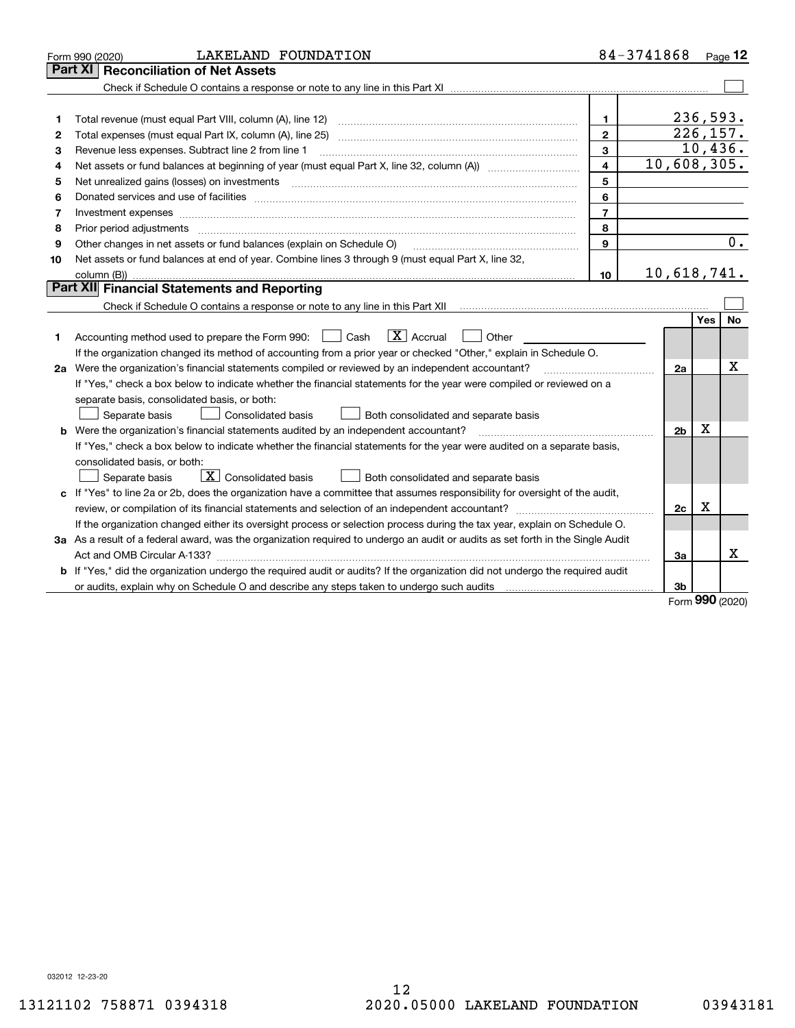Form 990 (2020) LAKELAND FOUNDATION 84-3741868

## Part XI Reconciliation of Net Assets

Check if Schedule O contains a response or note to any line in this Part XI ☐

| | | | |
|---|---|---|---|
| 1 | Total revenue (must equal Part VIII, column (A), line 12) | 1 | 236,593. |
| 2 | Total expenses (must equal Part IX, column (A), line 25) | 2 | 226,157. |
| 3 | Revenue less expenses. Subtract line 2 from line 1 | 3 | 10,436. |
| 4 | Net assets or fund balances at beginning of year (must equal Part X, line 32, column (A)) | 4 | 10,608,305. |
| 5 | Net unrealized gains (losses) on investments | 5 | |
| 6 | Donated services and use of facilities | 6 | |
| 7 | Investment expenses | 7 | |
| 8 | Prior period adjustments | 8 | |
| 9 | Other changes in net assets or fund balances (explain on Schedule O) | 9 | 0. |
| 10 | Net assets or fund balances at end of year. Combine lines 3 through 9 (must equal Part X, line 32, column (B)) | 10 | 10,618,741. |

## Part XII Financial Statements and Reporting

Check if Schedule O contains a response or note to any line in this Part XII ☐

| | | | Yes | No |
|---|---|---|---|---|
| 1 | Accounting method used to prepare the Form 990: ☐ Cash ☒ Accrual ☐ Other<br>If the organization changed its method of accounting from a prior year or checked "Other," explain in Schedule O. | | | |
| 2a | Were the organization's financial statements compiled or reviewed by an independent accountant?<br>If "Yes," check a box below to indicate whether the financial statements for the year were compiled or reviewed on a separate basis, consolidated basis, or both:<br>☐ Separate basis ☐ Consolidated basis ☐ Both consolidated and separate basis | 2a | | X |
| b | Were the organization's financial statements audited by an independent accountant?<br>If "Yes," check a box below to indicate whether the financial statements for the year were audited on a separate basis, consolidated basis, or both:<br>☐ Separate basis ☒ Consolidated basis ☐ Both consolidated and separate basis | 2b | X | |
| c | If "Yes" to line 2a or 2b, does the organization have a committee that assumes responsibility for oversight of the audit, review, or compilation of its financial statements and selection of an independent accountant?<br>If the organization changed either its oversight process or selection process during the tax year, explain on Schedule O. | 2c | X | |
| 3a | As a result of a federal award, was the organization required to undergo an audit or audits as set forth in the Single Audit Act and OMB Circular A-133? | 3a | | X |
| b | If "Yes," did the organization undergo the required audit or audits? If the organization did not undergo the required audit or audits, explain why on Schedule O and describe any steps taken to undergo such audits | 3b | | |

Form 990 (2020)

032012 12-23-20

13121102 758871 0394318 2020.05000 LAKELAND FOUNDATION 03943181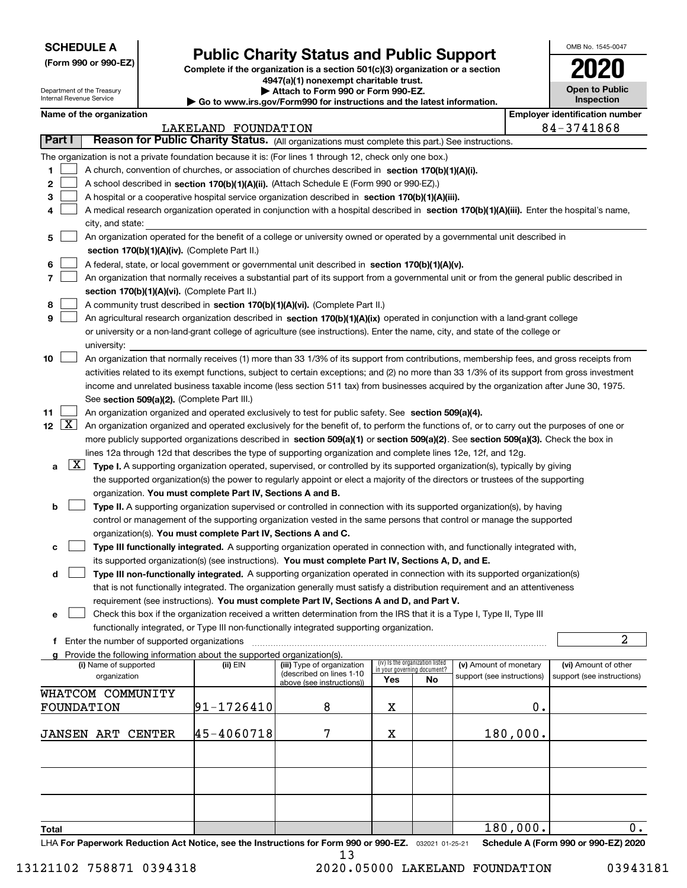**SCHEDULE A**
**(Form 990 or 990-EZ)**

Department of the Treasury
Internal Revenue Service

# Public Charity Status and Public Support

**Complete if the organization is a section 501(c)(3) organization or a section 4947(a)(1) nonexempt charitable trust.**
**▶ Attach to Form 990 or Form 990-EZ.**
**▶ Go to www.irs.gov/Form990 for instructions and the latest information.**

OMB No. 1545-0047

**2020**

**Open to Public Inspection**

**Name of the organization**: LAKELAND FOUNDATION

**Employer identification number**: 84-3741868

## Part I — Reason for Public Charity Status. (All organizations must complete this part.) See instructions.

The organization is not a private foundation because it is: (For lines 1 through 12, check only one box.)

1. [ ] A church, convention of churches, or association of churches described in **section 170(b)(1)(A)(i).**
2. [ ] A school described in **section 170(b)(1)(A)(ii).** (Attach Schedule E (Form 990 or 990-EZ).)
3. [ ] A hospital or a cooperative hospital service organization described in **section 170(b)(1)(A)(iii).**
4. [ ] A medical research organization operated in conjunction with a hospital described in **section 170(b)(1)(A)(iii).** Enter the hospital's name, city, and state:
5. [ ] An organization operated for the benefit of a college or university owned or operated by a governmental unit described in **section 170(b)(1)(A)(iv).** (Complete Part II.)
6. [ ] A federal, state, or local government or governmental unit described in **section 170(b)(1)(A)(v).**
7. [ ] An organization that normally receives a substantial part of its support from a governmental unit or from the general public described in **section 170(b)(1)(A)(vi).** (Complete Part II.)
8. [ ] A community trust described in **section 170(b)(1)(A)(vi).** (Complete Part II.)
9. [ ] An agricultural research organization described in **section 170(b)(1)(A)(ix)** operated in conjunction with a land-grant college or university or a non-land-grant college of agriculture (see instructions). Enter the name, city, and state of the college or university:
10. [ ] An organization that normally receives (1) more than 33 1/3% of its support from contributions, membership fees, and gross receipts from activities related to its exempt functions, subject to certain exceptions; and (2) no more than 33 1/3% of its support from gross investment income and unrelated business taxable income (less section 511 tax) from businesses acquired by the organization after June 30, 1975. See **section 509(a)(2).** (Complete Part III.)
11. [ ] An organization organized and operated exclusively to test for public safety. See **section 509(a)(4).**
12. [X] An organization organized and operated exclusively for the benefit of, to perform the functions of, or to carry out the purposes of one or more publicly supported organizations described in **section 509(a)(1)** or **section 509(a)(2)**. See **section 509(a)(3).** Check the box in lines 12a through 12d that describes the type of supporting organization and complete lines 12e, 12f, and 12g.
   - **a** [X] **Type I.** A supporting organization operated, supervised, or controlled by its supported organization(s), typically by giving the supported organization(s) the power to regularly appoint or elect a majority of the directors or trustees of the supporting organization. **You must complete Part IV, Sections A and B.**
   - **b** [ ] **Type II.** A supporting organization supervised or controlled in connection with its supported organization(s), by having control or management of the supporting organization vested in the same persons that control or manage the supported organization(s). **You must complete Part IV, Sections A and C.**
   - **c** [ ] **Type III functionally integrated.** A supporting organization operated in connection with, and functionally integrated with, its supported organization(s) (see instructions). **You must complete Part IV, Sections A, D, and E.**
   - **d** [ ] **Type III non-functionally integrated.** A supporting organization operated in connection with its supported organization(s) that is not functionally integrated. The organization generally must satisfy a distribution requirement and an attentiveness requirement (see instructions). **You must complete Part IV, Sections A and D, and Part V.**
   - **e** [ ] Check this box if the organization received a written determination from the IRS that it is a Type I, Type II, Type III functionally integrated, or Type III non-functionally integrated supporting organization.
   - **f** Enter the number of supported organizations: 2
   - **g** Provide the following information about the supported organization(s).

| (i) Name of supported organization | (ii) EIN | (iii) Type of organization (described on lines 1-10 above (see instructions)) | (iv) Is the organization listed in your governing document? Yes | No | (v) Amount of monetary support (see instructions) | (vi) Amount of other support (see instructions) |
|---|---|---|---|---|---|---|
| WHATCOM COMMUNITY FOUNDATION | 91-1726410 | 8 | X | | 0. | |
| JANSEN ART CENTER | 45-4060718 | 7 | X | | 180,000. | |
| | | | | | | |
| | | | | | | |
| | | | | | | |
| **Total** | | | | | 180,000. | 0. |

LHA **For Paperwork Reduction Act Notice, see the Instructions for Form 990 or 990-EZ.** 032021 01-25-21 **Schedule A (Form 990 or 990-EZ) 2020**

13121102 758871 0394318 2020.05000 LAKELAND FOUNDATION 03943181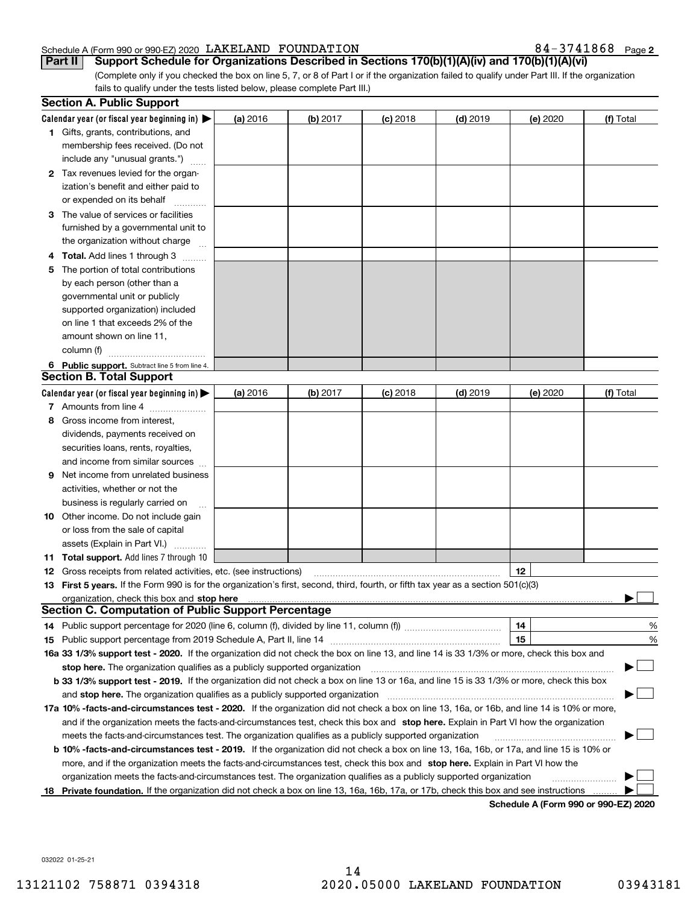Schedule A (Form 990 or 990-EZ) 2020 LAKELAND FOUNDATION 84-3741868 Page 2

**Part II Support Schedule for Organizations Described in Sections 170(b)(1)(A)(iv) and 170(b)(1)(A)(vi)**

(Complete only if you checked the box on line 5, 7, or 8 of Part I or if the organization failed to qualify under Part III. If the organization fails to qualify under the tests listed below, please complete Part III.)

## Section A. Public Support

| Calendar year (or fiscal year beginning in) ▶ | (a) 2016 | (b) 2017 | (c) 2018 | (d) 2019 | (e) 2020 | (f) Total |
|---|---|---|---|---|---|---|
| **1** Gifts, grants, contributions, and membership fees received. (Do not include any "unusual grants.") | | | | | | |
| **2** Tax revenues levied for the organization's benefit and either paid to or expended on its behalf | | | | | | |
| **3** The value of services or facilities furnished by a governmental unit to the organization without charge | | | | | | |
| **4 Total.** Add lines 1 through 3 | | | | | | |
| **5** The portion of total contributions by each person (other than a governmental unit or publicly supported organization) included on line 1 that exceeds 2% of the amount shown on line 11, column (f) | | | | | | |
| **6 Public support.** Subtract line 5 from line 4. | | | | | | |

## Section B. Total Support

| Calendar year (or fiscal year beginning in) ▶ | (a) 2016 | (b) 2017 | (c) 2018 | (d) 2019 | (e) 2020 | (f) Total |
|---|---|---|---|---|---|---|
| **7** Amounts from line 4 | | | | | | |
| **8** Gross income from interest, dividends, payments received on securities loans, rents, royalties, and income from similar sources | | | | | | |
| **9** Net income from unrelated business activities, whether or not the business is regularly carried on | | | | | | |
| **10** Other income. Do not include gain or loss from the sale of capital assets (Explain in Part VI.) | | | | | | |
| **11 Total support.** Add lines 7 through 10 | | | | | | |

**12** Gross receipts from related activities, etc. (see instructions) | **12** |

**13 First 5 years.** If the Form 990 is for the organization's first, second, third, fourth, or fifth tax year as a section 501(c)(3) organization, check this box and **stop here** ▶ ☐

## Section C. Computation of Public Support Percentage

**14** Public support percentage for 2020 (line 6, column (f), divided by line 11, column (f)) | **14** | %

**15** Public support percentage from 2019 Schedule A, Part II, line 14 | **15** | %

**16a 33 1/3% support test - 2020.** If the organization did not check the box on line 13, and line 14 is 33 1/3% or more, check this box and **stop here.** The organization qualifies as a publicly supported organization ▶ ☐

**b 33 1/3% support test - 2019.** If the organization did not check a box on line 13 or 16a, and line 15 is 33 1/3% or more, check this box and **stop here.** The organization qualifies as a publicly supported organization ▶ ☐

**17a 10% -facts-and-circumstances test - 2020.** If the organization did not check a box on line 13, 16a, or 16b, and line 14 is 10% or more, and if the organization meets the facts-and-circumstances test, check this box and **stop here.** Explain in Part VI how the organization meets the facts-and-circumstances test. The organization qualifies as a publicly supported organization ▶ ☐

**b 10% -facts-and-circumstances test - 2019.** If the organization did not check a box on line 13, 16a, 16b, or 17a, and line 15 is 10% or more, and if the organization meets the facts-and-circumstances test, check this box and **stop here.** Explain in Part VI how the organization meets the facts-and-circumstances test. The organization qualifies as a publicly supported organization ▶ ☐

**18 Private foundation.** If the organization did not check a box on line 13, 16a, 16b, 17a, or 17b, check this box and see instructions ▶ ☐

**Schedule A (Form 990 or 990-EZ) 2020**

032022 01-25-21

13121102 758871 0394318 2020.05000 LAKELAND FOUNDATION 03943181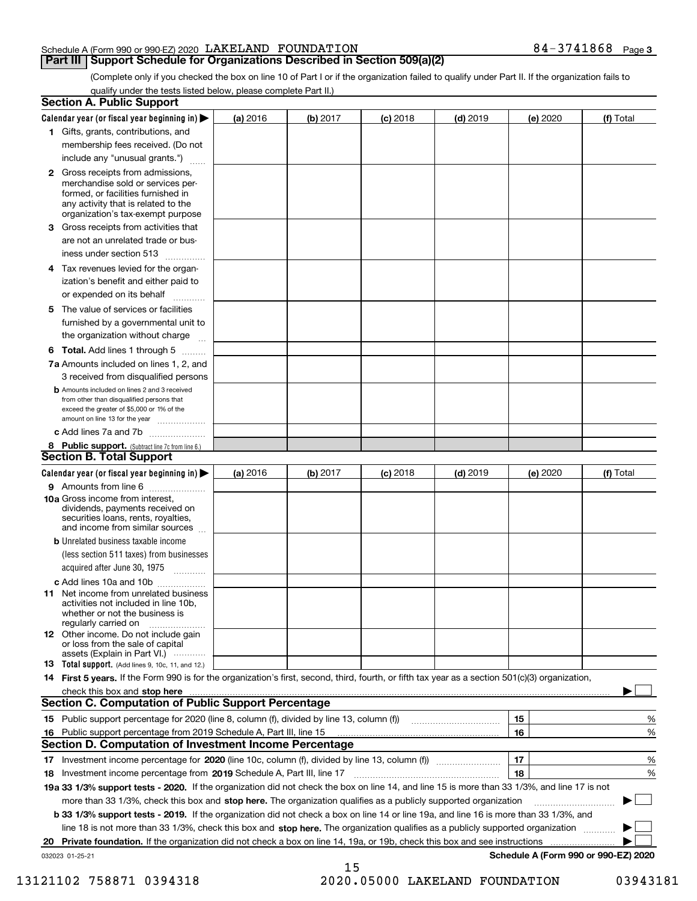Schedule A (Form 990 or 990-EZ) 2020 LAKELAND FOUNDATION 84-3741868 Page 3

## Part III Support Schedule for Organizations Described in Section 509(a)(2)

(Complete only if you checked the box on line 10 of Part I or if the organization failed to qualify under Part II. If the organization fails to qualify under the tests listed below, please complete Part II.)

### Section A. Public Support

| Calendar year (or fiscal year beginning in) ▶ | (a) 2016 | (b) 2017 | (c) 2018 | (d) 2019 | (e) 2020 | (f) Total |
|---|---|---|---|---|---|---|
| **1** Gifts, grants, contributions, and membership fees received. (Do not include any "unusual grants.") | | | | | | |
| **2** Gross receipts from admissions, merchandise sold or services performed, or facilities furnished in any activity that is related to the organization's tax-exempt purpose | | | | | | |
| **3** Gross receipts from activities that are not an unrelated trade or business under section 513 | | | | | | |
| **4** Tax revenues levied for the organization's benefit and either paid to or expended on its behalf | | | | | | |
| **5** The value of services or facilities furnished by a governmental unit to the organization without charge | | | | | | |
| **6 Total.** Add lines 1 through 5 | | | | | | |
| **7a** Amounts included on lines 1, 2, and 3 received from disqualified persons | | | | | | |
| **b** Amounts included on lines 2 and 3 received from other than disqualified persons that exceed the greater of $5,000 or 1% of the amount on line 13 for the year | | | | | | |
| **c** Add lines 7a and 7b | | | | | | |
| **8 Public support.** (Subtract line 7c from line 6.) | | | | | | |

### Section B. Total Support

| Calendar year (or fiscal year beginning in) ▶ | (a) 2016 | (b) 2017 | (c) 2018 | (d) 2019 | (e) 2020 | (f) Total |
|---|---|---|---|---|---|---|
| **9** Amounts from line 6 | | | | | | |
| **10a** Gross income from interest, dividends, payments received on securities loans, rents, royalties, and income from similar sources | | | | | | |
| **b** Unrelated business taxable income (less section 511 taxes) from businesses acquired after June 30, 1975 | | | | | | |
| **c** Add lines 10a and 10b | | | | | | |
| **11** Net income from unrelated business activities not included in line 10b, whether or not the business is regularly carried on | | | | | | |
| **12** Other income. Do not include gain or loss from the sale of capital assets (Explain in Part VI.) | | | | | | |
| **13 Total support.** (Add lines 9, 10c, 11, and 12.) | | | | | | |

**14 First 5 years.** If the Form 990 is for the organization's first, second, third, fourth, or fifth tax year as a section 501(c)(3) organization, check this box and **stop here** ▶ ☐

### Section C. Computation of Public Support Percentage

| | | | |
|---|---|---|---|
| **15** Public support percentage for 2020 (line 8, column (f), divided by line 13, column (f)) | 15 | | % |
| **16** Public support percentage from 2019 Schedule A, Part III, line 15 | 16 | | % |

### Section D. Computation of Investment Income Percentage

| | | | |
|---|---|---|---|
| **17** Investment income percentage for **2020** (line 10c, column (f), divided by line 13, column (f)) | 17 | | % |
| **18** Investment income percentage from **2019** Schedule A, Part III, line 17 | 18 | | % |

**19a 33 1/3% support tests - 2020.** If the organization did not check the box on line 14, and line 15 is more than 33 1/3%, and line 17 is not more than 33 1/3%, check this box and **stop here.** The organization qualifies as a publicly supported organization ▶ ☐

**b 33 1/3% support tests - 2019.** If the organization did not check a box on line 14 or line 19a, and line 16 is more than 33 1/3%, and line 18 is not more than 33 1/3%, check this box and **stop here.** The organization qualifies as a publicly supported organization ▶ ☐

**20 Private foundation.** If the organization did not check a box on line 14, 19a, or 19b, check this box and see instructions ▶ ☐

032023 01-25-21 **Schedule A (Form 990 or 990-EZ) 2020**

13121102 758871 0394318 2020.05000 LAKELAND FOUNDATION 03943181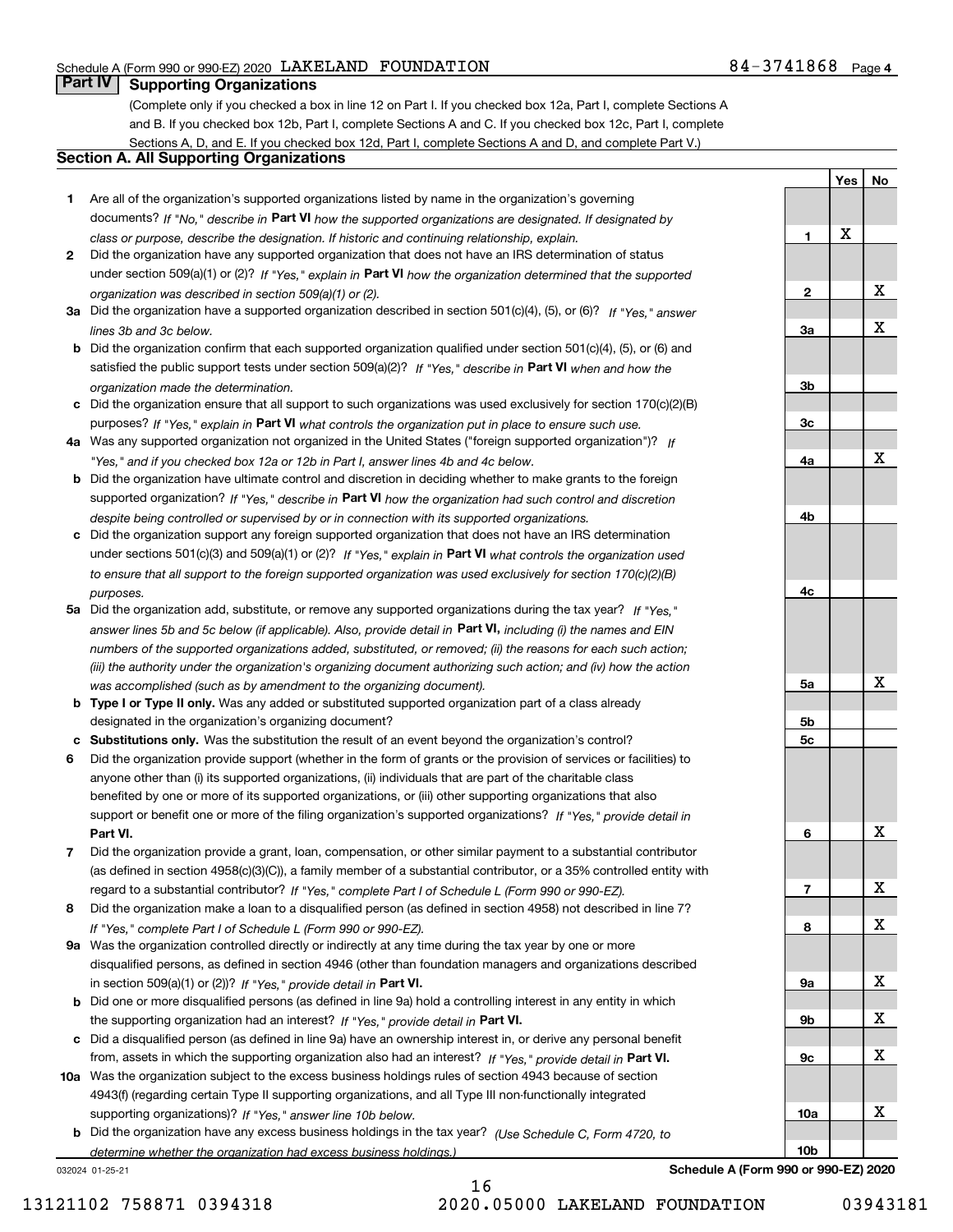Schedule A (Form 990 or 990-EZ) 2020 LAKELAND FOUNDATION 84-3741868 Page 4

## Part IV Supporting Organizations

(Complete only if you checked a box in line 12 on Part I. If you checked box 12a, Part I, complete Sections A and B. If you checked box 12b, Part I, complete Sections A and C. If you checked box 12c, Part I, complete Sections A, D, and E. If you checked box 12d, Part I, complete Sections A and D, and complete Part V.)

### Section A. All Supporting Organizations

| | | Line | Yes | No |
|---|---|---|---|---|
| **1** | Are all of the organization's supported organizations listed by name in the organization's governing documents? *If "No," describe in* **Part VI** *how the supported organizations are designated. If designated by class or purpose, describe the designation. If historic and continuing relationship, explain.* | **1** | X | |
| **2** | Did the organization have any supported organization that does not have an IRS determination of status under section 509(a)(1) or (2)? *If "Yes," explain in* **Part VI** *how the organization determined that the supported organization was described in section 509(a)(1) or (2).* | **2** | | X |
| **3a** | Did the organization have a supported organization described in section 501(c)(4), (5), or (6)? *If "Yes," answer lines 3b and 3c below.* | **3a** | | X |
| **b** | Did the organization confirm that each supported organization qualified under section 501(c)(4), (5), or (6) and satisfied the public support tests under section 509(a)(2)? *If "Yes," describe in* **Part VI** *when and how the organization made the determination.* | **3b** | | |
| **c** | Did the organization ensure that all support to such organizations was used exclusively for section 170(c)(2)(B) purposes? *If "Yes," explain in* **Part VI** *what controls the organization put in place to ensure such use.* | **3c** | | |
| **4a** | Was any supported organization not organized in the United States ("foreign supported organization")? *If "Yes," and if you checked box 12a or 12b in Part I, answer lines 4b and 4c below.* | **4a** | | X |
| **b** | Did the organization have ultimate control and discretion in deciding whether to make grants to the foreign supported organization? *If "Yes," describe in* **Part VI** *how the organization had such control and discretion despite being controlled or supervised by or in connection with its supported organizations.* | **4b** | | |
| **c** | Did the organization support any foreign supported organization that does not have an IRS determination under sections 501(c)(3) and 509(a)(1) or (2)? *If "Yes," explain in* **Part VI** *what controls the organization used to ensure that all support to the foreign supported organization was used exclusively for section 170(c)(2)(B) purposes.* | **4c** | | |
| **5a** | Did the organization add, substitute, or remove any supported organizations during the tax year? *If "Yes," answer lines 5b and 5c below (if applicable). Also, provide detail in* **Part VI,** *including (i) the names and EIN numbers of the supported organizations added, substituted, or removed; (ii) the reasons for each such action; (iii) the authority under the organization's organizing document authorizing such action; and (iv) how the action was accomplished (such as by amendment to the organizing document).* | **5a** | | X |
| **b** | **Type I or Type II only.** Was any added or substituted supported organization part of a class already designated in the organization's organizing document? | **5b** | | |
| **c** | **Substitutions only.** Was the substitution the result of an event beyond the organization's control? | **5c** | | |
| **6** | Did the organization provide support (whether in the form of grants or the provision of services or facilities) to anyone other than (i) its supported organizations, (ii) individuals that are part of the charitable class benefited by one or more of its supported organizations, or (iii) other supporting organizations that also support or benefit one or more of the filing organization's supported organizations? *If "Yes," provide detail in* **Part VI.** | **6** | | X |
| **7** | Did the organization provide a grant, loan, compensation, or other similar payment to a substantial contributor (as defined in section 4958(c)(3)(C)), a family member of a substantial contributor, or a 35% controlled entity with regard to a substantial contributor? *If "Yes," complete Part I of Schedule L (Form 990 or 990-EZ).* | **7** | | X |
| **8** | Did the organization make a loan to a disqualified person (as defined in section 4958) not described in line 7? *If "Yes," complete Part I of Schedule L (Form 990 or 990-EZ).* | **8** | | X |
| **9a** | Was the organization controlled directly or indirectly at any time during the tax year by one or more disqualified persons, as defined in section 4946 (other than foundation managers and organizations described in section 509(a)(1) or (2))? *If "Yes," provide detail in* **Part VI.** | **9a** | | X |
| **b** | Did one or more disqualified persons (as defined in line 9a) hold a controlling interest in any entity in which the supporting organization had an interest? *If "Yes," provide detail in* **Part VI.** | **9b** | | X |
| **c** | Did a disqualified person (as defined in line 9a) have an ownership interest in, or derive any personal benefit from, assets in which the supporting organization also had an interest? *If "Yes," provide detail in* **Part VI.** | **9c** | | X |
| **10a** | Was the organization subject to the excess business holdings rules of section 4943 because of section 4943(f) (regarding certain Type II supporting organizations, and all Type III non-functionally integrated supporting organizations)? *If "Yes," answer line 10b below.* | **10a** | | X |
| **b** | Did the organization have any excess business holdings in the tax year? *(Use Schedule C, Form 4720, to determine whether the organization had excess business holdings.)* | **10b** | | |

032024 01-25-21 **Schedule A (Form 990 or 990-EZ) 2020**

13121102 758871 0394318 2020.05000 LAKELAND FOUNDATION 03943181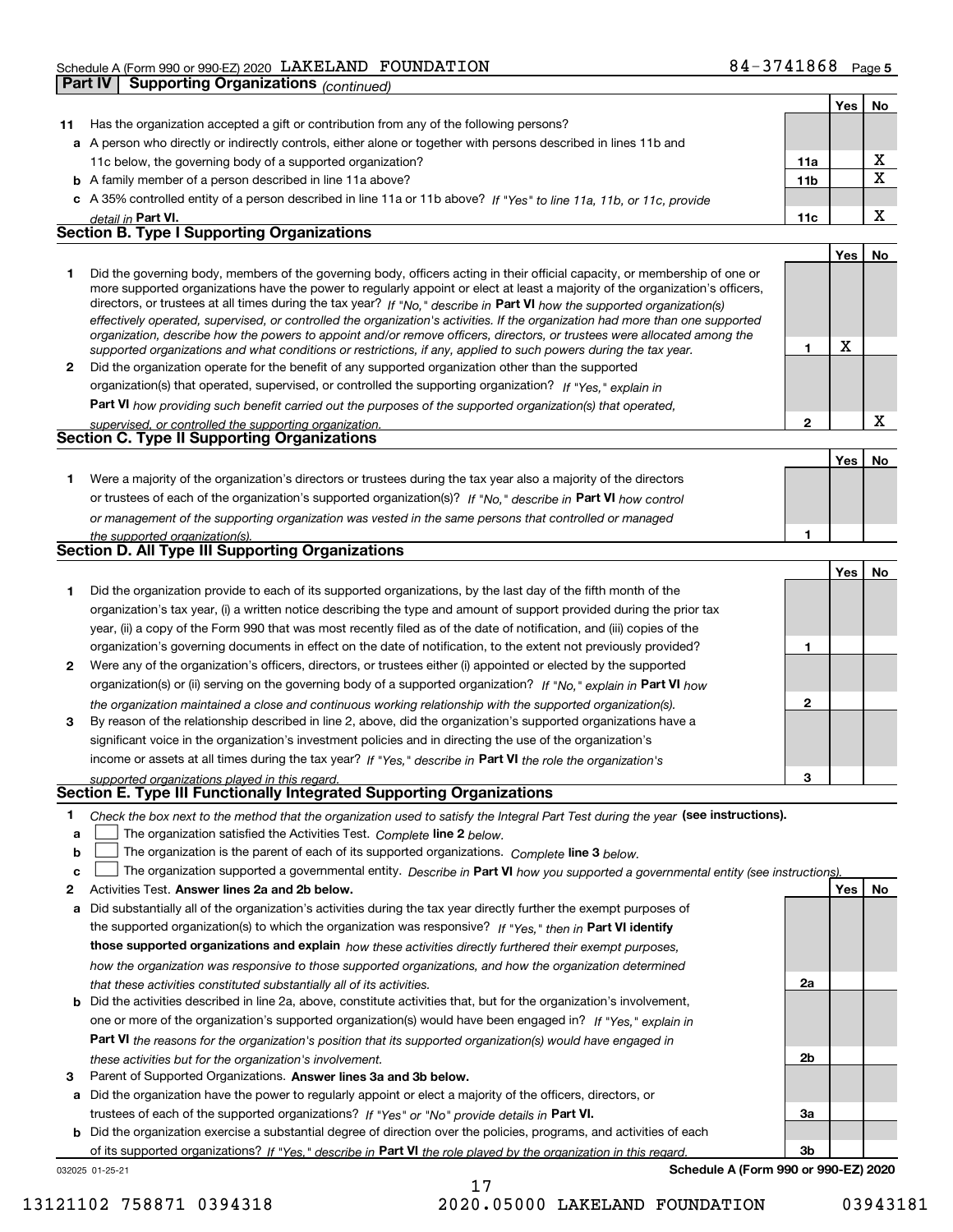Schedule A (Form 990 or 990-EZ) 2020 LAKELAND FOUNDATION 84-3741868 Page 5

## Part IV Supporting Organizations *(continued)*

| | | | Yes | No |
|---|---|---|---|---|
| **11** | Has the organization accepted a gift or contribution from any of the following persons? | | | |
| **a** | A person who directly or indirectly controls, either alone or together with persons described in lines 11b and 11c below, the governing body of a supported organization? | **11a** | | X |
| **b** | A family member of a person described in line 11a above? | **11b** | | X |
| **c** | A 35% controlled entity of a person described in line 11a or 11b above? *If "Yes" to line 11a, 11b, or 11c, provide detail in* **Part VI.** | **11c** | | X |

### Section B. Type I Supporting Organizations

| | | | Yes | No |
|---|---|---|---|---|
| **1** | Did the governing body, members of the governing body, officers acting in their official capacity, or membership of one or more supported organizations have the power to regularly appoint or elect at least a majority of the organization's officers, directors, or trustees at all times during the tax year? *If "No," describe in* **Part VI** *how the supported organization(s) effectively operated, supervised, or controlled the organization's activities. If the organization had more than one supported organization, describe how the powers to appoint and/or remove officers, directors, or trustees were allocated among the supported organizations and what conditions or restrictions, if any, applied to such powers during the tax year.* | **1** | X | |
| **2** | Did the organization operate for the benefit of any supported organization other than the supported organization(s) that operated, supervised, or controlled the supporting organization? *If "Yes," explain in* **Part VI** *how providing such benefit carried out the purposes of the supported organization(s) that operated, supervised, or controlled the supporting organization.* | **2** | | X |

### Section C. Type II Supporting Organizations

| | | | Yes | No |
|---|---|---|---|---|
| **1** | Were a majority of the organization's directors or trustees during the tax year also a majority of the directors or trustees of each of the organization's supported organization(s)? *If "No," describe in* **Part VI** *how control or management of the supporting organization was vested in the same persons that controlled or managed the supported organization(s).* | **1** | | |

### Section D. All Type III Supporting Organizations

| | | | Yes | No |
|---|---|---|---|---|
| **1** | Did the organization provide to each of its supported organizations, by the last day of the fifth month of the organization's tax year, (i) a written notice describing the type and amount of support provided during the prior tax year, (ii) a copy of the Form 990 that was most recently filed as of the date of notification, and (iii) copies of the organization's governing documents in effect on the date of notification, to the extent not previously provided? | **1** | | |
| **2** | Were any of the organization's officers, directors, or trustees either (i) appointed or elected by the supported organization(s) or (ii) serving on the governing body of a supported organization? *If "No," explain in* **Part VI** *how the organization maintained a close and continuous working relationship with the supported organization(s).* | **2** | | |
| **3** | By reason of the relationship described in line 2, above, did the organization's supported organizations have a significant voice in the organization's investment policies and in directing the use of the organization's income or assets at all times during the tax year? *If "Yes," describe in* **Part VI** *the role the organization's supported organizations played in this regard.* | **3** | | |

### Section E. Type III Functionally Integrated Supporting Organizations

**1** *Check the box next to the method that the organization used to satisfy the Integral Part Test during the year* **(see instructions).**

- **a** ☐ The organization satisfied the Activities Test. *Complete* **line 2** *below.*
- **b** ☐ The organization is the parent of each of its supported organizations. *Complete* **line 3** *below.*
- **c** ☐ The organization supported a governmental entity. *Describe in* **Part VI** *how you supported a governmental entity (see instructions).*

| | | | Yes | No |
|---|---|---|---|---|
| **2** | Activities Test. **Answer lines 2a and 2b below.** | | | |
| **a** | Did substantially all of the organization's activities during the tax year directly further the exempt purposes of the supported organization(s) to which the organization was responsive? *If "Yes," then in* **Part VI identify those supported organizations and explain** *how these activities directly furthered their exempt purposes, how the organization was responsive to those supported organizations, and how the organization determined that these activities constituted substantially all of its activities.* | **2a** | | |
| **b** | Did the activities described in line 2a, above, constitute activities that, but for the organization's involvement, one or more of the organization's supported organization(s) would have been engaged in? *If "Yes," explain in* **Part VI** *the reasons for the organization's position that its supported organization(s) would have engaged in these activities but for the organization's involvement.* | **2b** | | |
| **3** | Parent of Supported Organizations. **Answer lines 3a and 3b below.** | | | |
| **a** | Did the organization have the power to regularly appoint or elect a majority of the officers, directors, or trustees of each of the supported organizations? *If "Yes" or "No" provide details in* **Part VI.** | **3a** | | |
| **b** | Did the organization exercise a substantial degree of direction over the policies, programs, and activities of each of its supported organizations? *If "Yes," describe in* **Part VI** *the role played by the organization in this regard.* | **3b** | | |

032025 01-25-21 **Schedule A (Form 990 or 990-EZ) 2020**

13121102 758871 0394318 2020.05000 LAKELAND FOUNDATION 03943181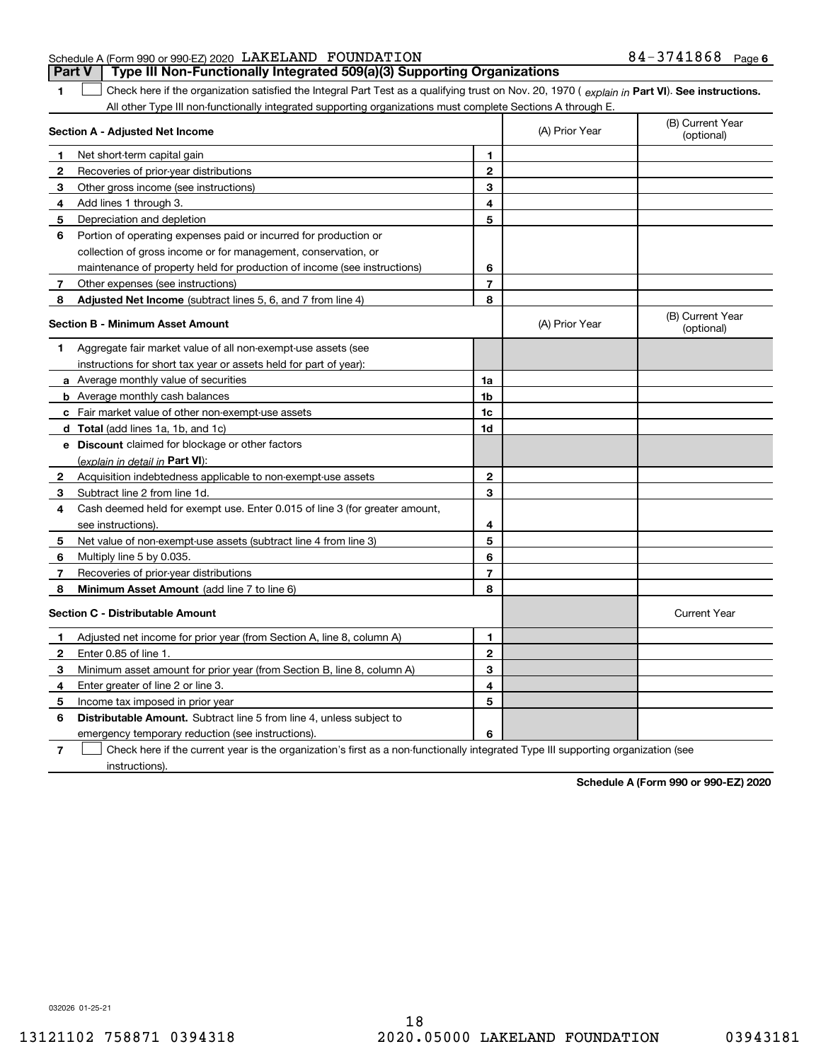Schedule A (Form 990 or 990-EZ) 2020 LAKELAND FOUNDATION 84-3741868 Page 6

## Part V Type III Non-Functionally Integrated 509(a)(3) Supporting Organizations

1 ☐ Check here if the organization satisfied the Integral Part Test as a qualifying trust on Nov. 20, 1970 ( *explain in* **Part VI**). **See instructions.** All other Type III non-functionally integrated supporting organizations must complete Sections A through E.

| **Section A - Adjusted Net Income** | | (A) Prior Year | (B) Current Year (optional) |
|---|---|---|---|
| **1** Net short-term capital gain | 1 | | |
| **2** Recoveries of prior-year distributions | 2 | | |
| **3** Other gross income (see instructions) | 3 | | |
| **4** Add lines 1 through 3. | 4 | | |
| **5** Depreciation and depletion | 5 | | |
| **6** Portion of operating expenses paid or incurred for production or collection of gross income or for management, conservation, or maintenance of property held for production of income (see instructions) | 6 | | |
| **7** Other expenses (see instructions) | 7 | | |
| **8** **Adjusted Net Income** (subtract lines 5, 6, and 7 from line 4) | 8 | | |

| **Section B - Minimum Asset Amount** | | (A) Prior Year | (B) Current Year (optional) |
|---|---|---|---|
| **1** Aggregate fair market value of all non-exempt-use assets (see instructions for short tax year or assets held for part of year): | | | |
| **a** Average monthly value of securities | 1a | | |
| **b** Average monthly cash balances | 1b | | |
| **c** Fair market value of other non-exempt-use assets | 1c | | |
| **d** **Total** (add lines 1a, 1b, and 1c) | 1d | | |
| **e** **Discount** claimed for blockage or other factors (*explain in detail in* **Part VI**): | | | |
| **2** Acquisition indebtedness applicable to non-exempt-use assets | 2 | | |
| **3** Subtract line 2 from line 1d. | 3 | | |
| **4** Cash deemed held for exempt use. Enter 0.015 of line 3 (for greater amount, see instructions). | 4 | | |
| **5** Net value of non-exempt-use assets (subtract line 4 from line 3) | 5 | | |
| **6** Multiply line 5 by 0.035. | 6 | | |
| **7** Recoveries of prior-year distributions | 7 | | |
| **8** **Minimum Asset Amount** (add line 7 to line 6) | 8 | | |

| **Section C - Distributable Amount** | | | Current Year |
|---|---|---|---|
| **1** Adjusted net income for prior year (from Section A, line 8, column A) | 1 | | |
| **2** Enter 0.85 of line 1. | 2 | | |
| **3** Minimum asset amount for prior year (from Section B, line 8, column A) | 3 | | |
| **4** Enter greater of line 2 or line 3. | 4 | | |
| **5** Income tax imposed in prior year | 5 | | |
| **6** **Distributable Amount.** Subtract line 5 from line 4, unless subject to emergency temporary reduction (see instructions). | 6 | | |

7 ☐ Check here if the current year is the organization's first as a non-functionally integrated Type III supporting organization (see instructions).

**Schedule A (Form 990 or 990-EZ) 2020**

032026 01-25-21

13121102 758871 0394318 2020.05000 LAKELAND FOUNDATION 03943181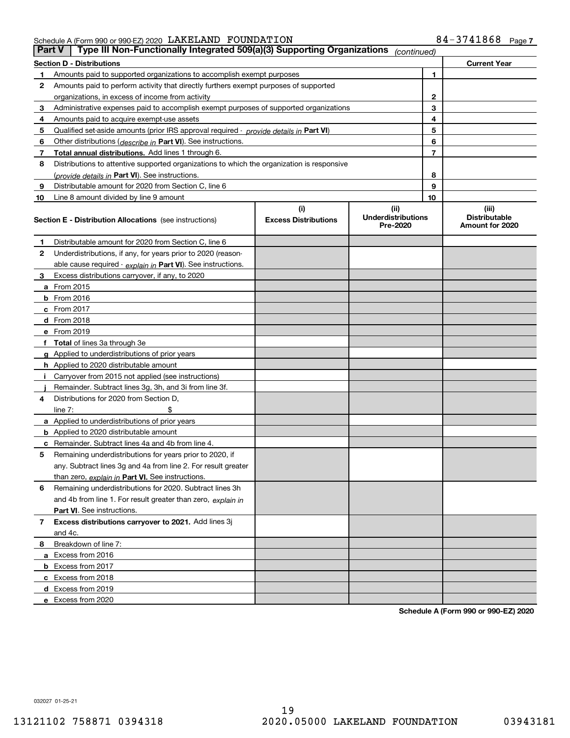Schedule A (Form 990 or 990-EZ) 2020 LAKELAND FOUNDATION 84-3741868 Page 7

**Part V | Type III Non-Functionally Integrated 509(a)(3) Supporting Organizations** *(continued)*

| Section D - Distributions | | | Current Year |
|---|---|---|---|
| 1 | Amounts paid to supported organizations to accomplish exempt purposes | 1 | |
| 2 | Amounts paid to perform activity that directly furthers exempt purposes of supported organizations, in excess of income from activity | 2 | |
| 3 | Administrative expenses paid to accomplish exempt purposes of supported organizations | 3 | |
| 4 | Amounts paid to acquire exempt-use assets | 4 | |
| 5 | Qualified set-aside amounts (prior IRS approval required - *provide details in* **Part VI**) | 5 | |
| 6 | Other distributions (*describe in* **Part VI**). See instructions. | 6 | |
| 7 | **Total annual distributions.** Add lines 1 through 6. | 7 | |
| 8 | Distributions to attentive supported organizations to which the organization is responsive (*provide details in* **Part VI**). See instructions. | 8 | |
| 9 | Distributable amount for 2020 from Section C, line 6 | 9 | |
| 10 | Line 8 amount divided by line 9 amount | 10 | |

| | **Section E - Distribution Allocations** (see instructions) | (i) Excess Distributions | (ii) Underdistributions Pre-2020 | (iii) Distributable Amount for 2020 |
|---|---|---|---|---|
| 1 | Distributable amount for 2020 from Section C, line 6 | | | |
| 2 | Underdistributions, if any, for years prior to 2020 (reasonable cause required - *explain in* **Part VI**). See instructions. | | | |
| 3 | Excess distributions carryover, if any, to 2020 | | | |
| a | From 2015 | | | |
| b | From 2016 | | | |
| c | From 2017 | | | |
| d | From 2018 | | | |
| e | From 2019 | | | |
| f | **Total** of lines 3a through 3e | | | |
| g | Applied to underdistributions of prior years | | | |
| h | Applied to 2020 distributable amount | | | |
| i | Carryover from 2015 not applied (see instructions) | | | |
| j | Remainder. Subtract lines 3g, 3h, and 3i from line 3f. | | | |
| 4 | Distributions for 2020 from Section D, line 7: $ | | | |
| a | Applied to underdistributions of prior years | | | |
| b | Applied to 2020 distributable amount | | | |
| c | Remainder. Subtract lines 4a and 4b from line 4. | | | |
| 5 | Remaining underdistributions for years prior to 2020, if any. Subtract lines 3g and 4a from line 2. For result greater than zero, *explain in* **Part VI**. See instructions. | | | |
| 6 | Remaining underdistributions for 2020. Subtract lines 3h and 4b from line 1. For result greater than zero, *explain in* **Part VI**. See instructions. | | | |
| 7 | **Excess distributions carryover to 2021.** Add lines 3j and 4c. | | | |
| 8 | Breakdown of line 7: | | | |
| a | Excess from 2016 | | | |
| b | Excess from 2017 | | | |
| c | Excess from 2018 | | | |
| d | Excess from 2019 | | | |
| e | Excess from 2020 | | | |

**Schedule A (Form 990 or 990-EZ) 2020**

032027 01-25-21

13121102 758871 0394318 2020.05000 LAKELAND FOUNDATION 03943181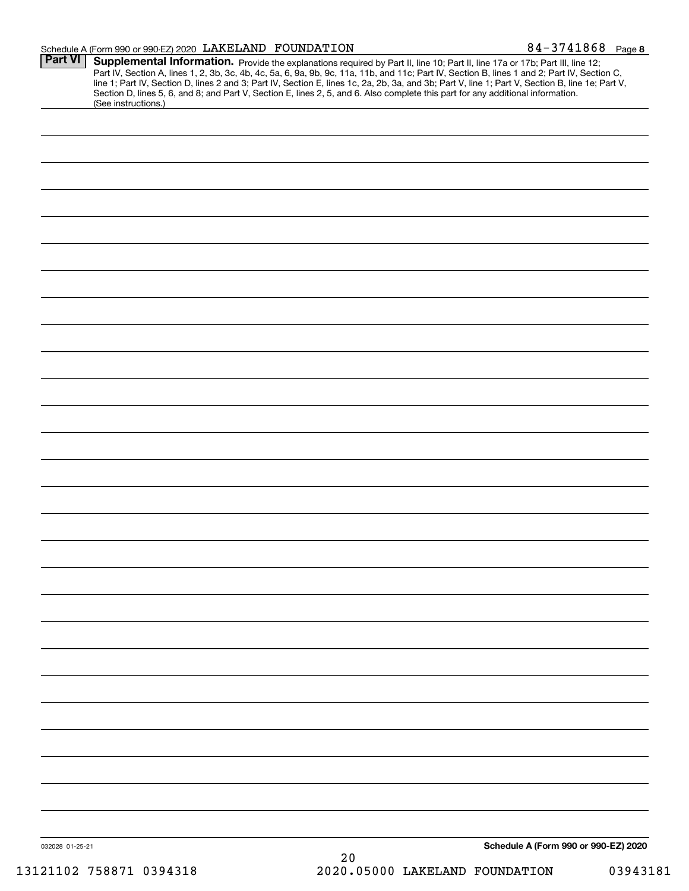Schedule A (Form 990 or 990-EZ) 2020 LAKELAND FOUNDATION 84-3741868 Page **8**

**Part VI** **Supplemental Information.** Provide the explanations required by Part II, line 10; Part II, line 17a or 17b; Part III, line 12; Part IV, Section A, lines 1, 2, 3b, 3c, 4b, 4c, 5a, 6, 9a, 9b, 9c, 11a, 11b, and 11c; Part IV, Section B, lines 1 and 2; Part IV, Section C, line 1; Part IV, Section D, lines 2 and 3; Part IV, Section E, lines 1c, 2a, 2b, 3a, and 3b; Part V, line 1; Part V, Section B, line 1e; Part V, Section D, lines 5, 6, and 8; and Part V, Section E, lines 2, 5, and 6. Also complete this part for any additional information. (See instructions.)

032028 01-25-21 **Schedule A (Form 990 or 990-EZ) 2020**

13121102 758871 0394318 2020.05000 LAKELAND FOUNDATION 03943181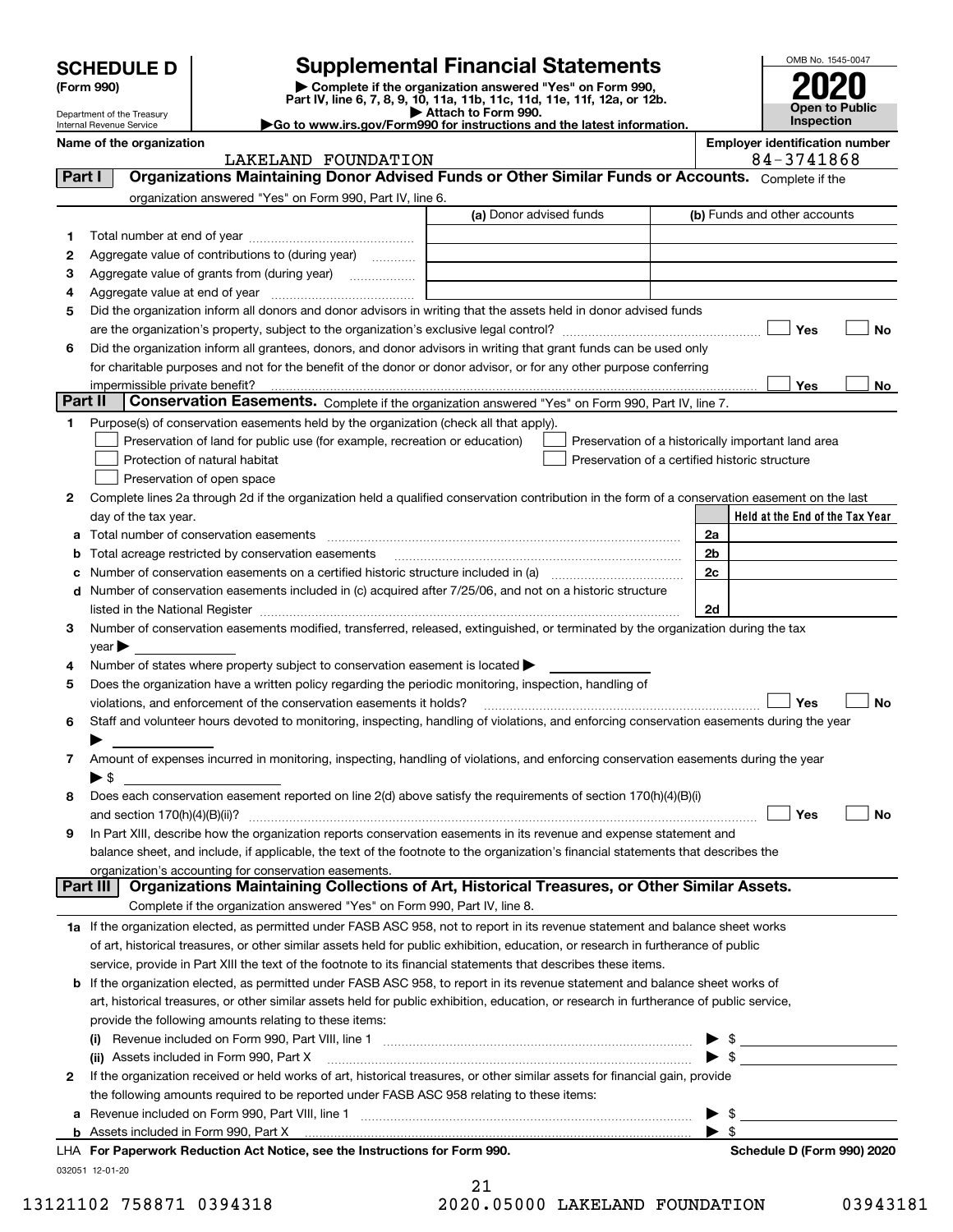# SCHEDULE D (Form 990)

Department of the Treasury
Internal Revenue Service

## Supplemental Financial Statements

▶ Complete if the organization answered "Yes" on Form 990, Part IV, line 6, 7, 8, 9, 10, 11a, 11b, 11c, 11d, 11e, 11f, 12a, or 12b.
▶ Attach to Form 990.
▶Go to www.irs.gov/Form990 for instructions and the latest information.

OMB No. 1545-0047

**2020**

**Open to Public Inspection**

**Name of the organization**
LAKELAND FOUNDATION

**Employer identification number**
84-3741868

**Part I** **Organizations Maintaining Donor Advised Funds or Other Similar Funds or Accounts.** Complete if the organization answered "Yes" on Form 990, Part IV, line 6.

| | | (a) Donor advised funds | (b) Funds and other accounts |
|---|---|---|---|
| 1 | Total number at end of year | | |
| 2 | Aggregate value of contributions to (during year) | | |
| 3 | Aggregate value of grants from (during year) | | |
| 4 | Aggregate value at end of year | | |

5 Did the organization inform all donors and donor advisors in writing that the assets held in donor advised funds are the organization's property, subject to the organization's exclusive legal control? ☐ Yes ☐ No

6 Did the organization inform all grantees, donors, and donor advisors in writing that grant funds can be used only for charitable purposes and not for the benefit of the donor or donor advisor, or for any other purpose conferring impermissible private benefit? ☐ Yes ☐ No

**Part II** **Conservation Easements.** Complete if the organization answered "Yes" on Form 990, Part IV, line 7.

1 Purpose(s) of conservation easements held by the organization (check all that apply).
- ☐ Preservation of land for public use (for example, recreation or education)
- ☐ Protection of natural habitat
- ☐ Preservation of open space
- ☐ Preservation of a historically important land area
- ☐ Preservation of a certified historic structure

2 Complete lines 2a through 2d if the organization held a qualified conservation contribution in the form of a conservation easement on the last day of the tax year.

| | | | Held at the End of the Tax Year |
|---|---|---|---|
| a | Total number of conservation easements | 2a | |
| b | Total acreage restricted by conservation easements | 2b | |
| c | Number of conservation easements on a certified historic structure included in (a) | 2c | |
| d | Number of conservation easements included in (c) acquired after 7/25/06, and not on a historic structure listed in the National Register | 2d | |

3 Number of conservation easements modified, transferred, released, extinguished, or terminated by the organization during the tax year ▶

4 Number of states where property subject to conservation easement is located ▶

5 Does the organization have a written policy regarding the periodic monitoring, inspection, handling of violations, and enforcement of the conservation easements it holds? ☐ Yes ☐ No

6 Staff and volunteer hours devoted to monitoring, inspecting, handling of violations, and enforcing conservation easements during the year ▶

7 Amount of expenses incurred in monitoring, inspecting, handling of violations, and enforcing conservation easements during the year ▶ $

8 Does each conservation easement reported on line 2(d) above satisfy the requirements of section 170(h)(4)(B)(i) and section 170(h)(4)(B)(ii)? ☐ Yes ☐ No

9 In Part XIII, describe how the organization reports conservation easements in its revenue and expense statement and balance sheet, and include, if applicable, the text of the footnote to the organization's financial statements that describes the organization's accounting for conservation easements.

**Part III** **Organizations Maintaining Collections of Art, Historical Treasures, or Other Similar Assets.** Complete if the organization answered "Yes" on Form 990, Part IV, line 8.

1a If the organization elected, as permitted under FASB ASC 958, not to report in its revenue statement and balance sheet works of art, historical treasures, or other similar assets held for public exhibition, education, or research in furtherance of public service, provide in Part XIII the text of the footnote to its financial statements that describes these items.

b If the organization elected, as permitted under FASB ASC 958, to report in its revenue statement and balance sheet works of art, historical treasures, or other similar assets held for public exhibition, education, or research in furtherance of public service, provide the following amounts relating to these items:

(i) Revenue included on Form 990, Part VIII, line 1 ▶ $

(ii) Assets included in Form 990, Part X ▶ $

2 If the organization received or held works of art, historical treasures, or other similar assets for financial gain, provide the following amounts required to be reported under FASB ASC 958 relating to these items:

a Revenue included on Form 990, Part VIII, line 1 ▶ $

b Assets included in Form 990, Part X ▶ $

LHA **For Paperwork Reduction Act Notice, see the Instructions for Form 990.** **Schedule D (Form 990) 2020**

032051 12-01-20

13121102 758871 0394318 2020.05000 LAKELAND FOUNDATION 03943181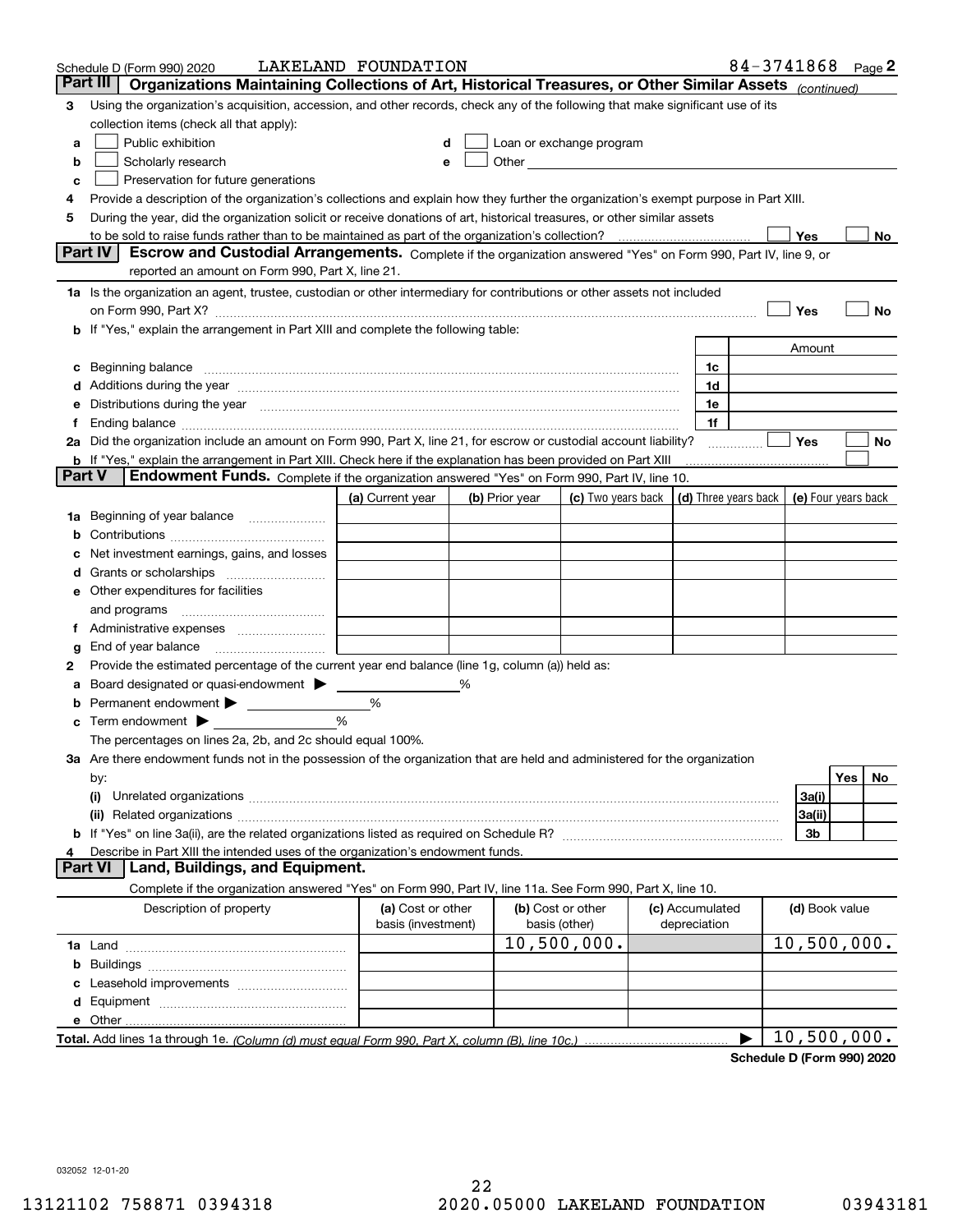Schedule D (Form 990) 2020 LAKELAND FOUNDATION 84-3741868 Page 2

## Part III Organizations Maintaining Collections of Art, Historical Treasures, or Other Similar Assets *(continued)*

**3** Using the organization's acquisition, accession, and other records, check any of the following that make significant use of its collection items (check all that apply):

- **a** ☐ Public exhibition
- **b** ☐ Scholarly research
- **c** ☐ Preservation for future generations
- **d** ☐ Loan or exchange program
- **e** ☐ Other

**4** Provide a description of the organization's collections and explain how they further the organization's exempt purpose in Part XIII.

**5** During the year, did the organization solicit or receive donations of art, historical treasures, or other similar assets to be sold to raise funds rather than to be maintained as part of the organization's collection? ☐ Yes ☐ No

## Part IV Escrow and Custodial Arrangements.

Complete if the organization answered "Yes" on Form 990, Part IV, line 9, or reported an amount on Form 990, Part X, line 21.

**1a** Is the organization an agent, trustee, custodian or other intermediary for contributions or other assets not included on Form 990, Part X? ☐ Yes ☐ No

**b** If "Yes," explain the arrangement in Part XIII and complete the following table:

| | | Amount |
|---|---|---|
| **c** Beginning balance | 1c | |
| **d** Additions during the year | 1d | |
| **e** Distributions during the year | 1e | |
| **f** Ending balance | 1f | |

**2a** Did the organization include an amount on Form 990, Part X, line 21, for escrow or custodial account liability? ☐ Yes ☐ No

**b** If "Yes," explain the arrangement in Part XIII. Check here if the explanation has been provided on Part XIII ☐

## Part V Endowment Funds.

Complete if the organization answered "Yes" on Form 990, Part IV, line 10.

| | (a) Current year | (b) Prior year | (c) Two years back | (d) Three years back | (e) Four years back |
|---|---|---|---|---|---|
| **1a** Beginning of year balance | | | | | |
| **b** Contributions | | | | | |
| **c** Net investment earnings, gains, and losses | | | | | |
| **d** Grants or scholarships | | | | | |
| **e** Other expenditures for facilities and programs | | | | | |
| **f** Administrative expenses | | | | | |
| **g** End of year balance | | | | | |

**2** Provide the estimated percentage of the current year end balance (line 1g, column (a)) held as:

- **a** Board designated or quasi-endowment ▶ ______ %
- **b** Permanent endowment ▶ ______ %
- **c** Term endowment ▶ ______ %

The percentages on lines 2a, 2b, and 2c should equal 100%.

**3a** Are there endowment funds not in the possession of the organization that are held and administered for the organization by:

| | | Yes | No |
|---|---|---|---|
| **(i)** Unrelated organizations | 3a(i) | | |
| **(ii)** Related organizations | 3a(ii) | | |
| **b** If "Yes" on line 3a(ii), are the related organizations listed as required on Schedule R? | 3b | | |

**4** Describe in Part XIII the intended uses of the organization's endowment funds.

## Part VI Land, Buildings, and Equipment.

Complete if the organization answered "Yes" on Form 990, Part IV, line 11a. See Form 990, Part X, line 10.

| Description of property | (a) Cost or other basis (investment) | (b) Cost or other basis (other) | (c) Accumulated depreciation | (d) Book value |
|---|---|---|---|---|
| **1a** Land | | 10,500,000. | | 10,500,000. |
| **b** Buildings | | | | |
| **c** Leasehold improvements | | | | |
| **d** Equipment | | | | |
| **e** Other | | | | |
| **Total.** Add lines 1a through 1e. *(Column (d) must equal Form 990, Part X, column (B), line 10c.)* | | | ▶ | 10,500,000. |

**Schedule D (Form 990) 2020**

032052 12-01-20

13121102 758871 0394318 2020.05000 LAKELAND FOUNDATION 03943181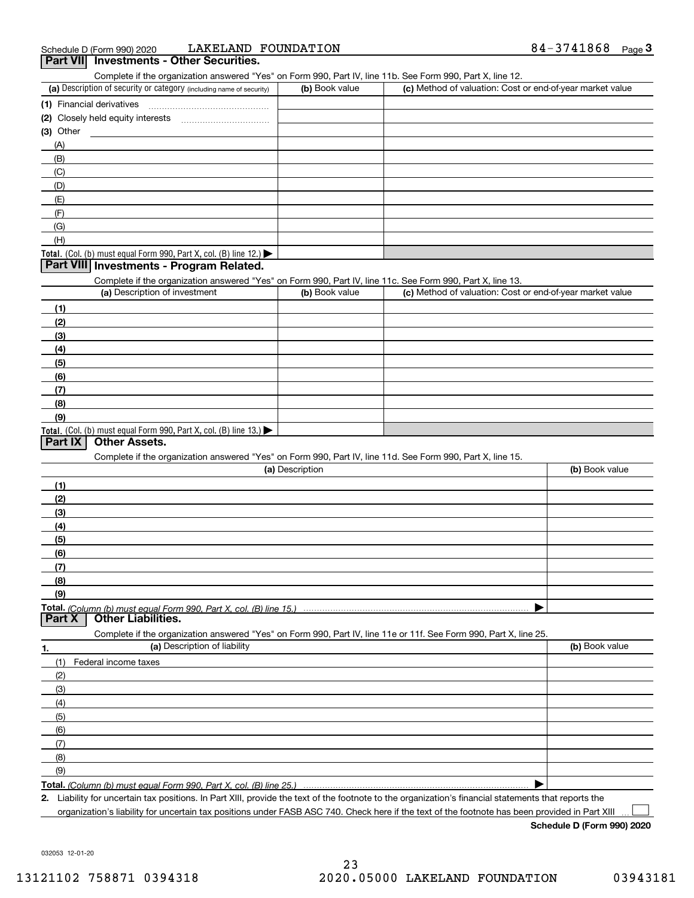Schedule D (Form 990) 2020 LAKELAND FOUNDATION 84-3741868

## Part VII Investments - Other Securities.

Complete if the organization answered "Yes" on Form 990, Part IV, line 11b. See Form 990, Part X, line 12.

| (a) Description of security or category (including name of security) | (b) Book value | (c) Method of valuation: Cost or end-of-year market value |
|---|---|---|
| (1) Financial derivatives | | |
| (2) Closely held equity interests | | |
| (3) Other | | |
| (A) | | |
| (B) | | |
| (C) | | |
| (D) | | |
| (E) | | |
| (F) | | |
| (G) | | |
| (H) | | |
| **Total.** (Col. (b) must equal Form 990, Part X, col. (B) line 12.) ▶ | | |

## Part VIII Investments - Program Related.

Complete if the organization answered "Yes" on Form 990, Part IV, line 11c. See Form 990, Part X, line 13.

| (a) Description of investment | (b) Book value | (c) Method of valuation: Cost or end-of-year market value |
|---|---|---|
| (1) | | |
| (2) | | |
| (3) | | |
| (4) | | |
| (5) | | |
| (6) | | |
| (7) | | |
| (8) | | |
| (9) | | |
| **Total.** (Col. (b) must equal Form 990, Part X, col. (B) line 13.) ▶ | | |

## Part IX Other Assets.

Complete if the organization answered "Yes" on Form 990, Part IV, line 11d. See Form 990, Part X, line 15.

| (a) Description | (b) Book value |
|---|---|
| (1) | |
| (2) | |
| (3) | |
| (4) | |
| (5) | |
| (6) | |
| (7) | |
| (8) | |
| (9) | |
| **Total.** *(Column (b) must equal Form 990, Part X, col. (B) line 15.)* ▶ | |

## Part X Other Liabilities.

Complete if the organization answered "Yes" on Form 990, Part IV, line 11e or 11f. See Form 990, Part X, line 25.

| 1. (a) Description of liability | (b) Book value |
|---|---|
| (1) Federal income taxes | |
| (2) | |
| (3) | |
| (4) | |
| (5) | |
| (6) | |
| (7) | |
| (8) | |
| (9) | |
| **Total.** *(Column (b) must equal Form 990, Part X, col. (B) line 25.)* ▶ | |

**2.** Liability for uncertain tax positions. In Part XIII, provide the text of the footnote to the organization's financial statements that reports the organization's liability for uncertain tax positions under FASB ASC 740. Check here if the text of the footnote has been provided in Part XIII ☐

**Schedule D (Form 990) 2020**

032053 12-01-20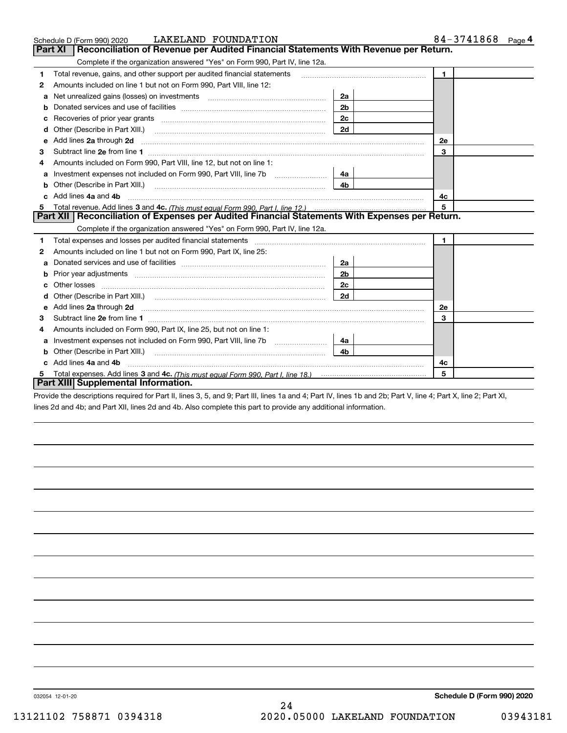Schedule D (Form 990) 2020 LAKELAND FOUNDATION 84-3741868 Page 4

## Part XI Reconciliation of Revenue per Audited Financial Statements With Revenue per Return.

Complete if the organization answered "Yes" on Form 990, Part IV, line 12a.

| | | | | | |
|---|---|---|---|---|---|
| 1 | Total revenue, gains, and other support per audited financial statements | | | 1 | |
| 2 | Amounts included on line 1 but not on Form 990, Part VIII, line 12: | | | | |
| a | Net unrealized gains (losses) on investments | 2a | | | |
| b | Donated services and use of facilities | 2b | | | |
| c | Recoveries of prior year grants | 2c | | | |
| d | Other (Describe in Part XIII.) | 2d | | | |
| e | Add lines 2a through 2d | | | 2e | |
| 3 | Subtract line 2e from line 1 | | | 3 | |
| 4 | Amounts included on Form 990, Part VIII, line 12, but not on line 1: | | | | |
| a | Investment expenses not included on Form 990, Part VIII, line 7b | 4a | | | |
| b | Other (Describe in Part XIII.) | 4b | | | |
| c | Add lines 4a and 4b | | | 4c | |
| 5 | Total revenue. Add lines 3 and 4c. *(This must equal Form 990, Part I, line 12.)* | | | 5 | |

## Part XII Reconciliation of Expenses per Audited Financial Statements With Expenses per Return.

Complete if the organization answered "Yes" on Form 990, Part IV, line 12a.

| | | | | | |
|---|---|---|---|---|---|
| 1 | Total expenses and losses per audited financial statements | | | 1 | |
| 2 | Amounts included on line 1 but not on Form 990, Part IX, line 25: | | | | |
| a | Donated services and use of facilities | 2a | | | |
| b | Prior year adjustments | 2b | | | |
| c | Other losses | 2c | | | |
| d | Other (Describe in Part XIII.) | 2d | | | |
| e | Add lines 2a through 2d | | | 2e | |
| 3 | Subtract line 2e from line 1 | | | 3 | |
| 4 | Amounts included on Form 990, Part IX, line 25, but not on line 1: | | | | |
| a | Investment expenses not included on Form 990, Part VIII, line 7b | 4a | | | |
| b | Other (Describe in Part XIII.) | 4b | | | |
| c | Add lines 4a and 4b | | | 4c | |
| 5 | Total expenses. Add lines 3 and 4c. *(This must equal Form 990, Part I, line 18.)* | | | 5 | |

## Part XIII Supplemental Information.

Provide the descriptions required for Part II, lines 3, 5, and 9; Part III, lines 1a and 4; Part IV, lines 1b and 2b; Part V, line 4; Part X, line 2; Part XI, lines 2d and 4b; and Part XII, lines 2d and 4b. Also complete this part to provide any additional information.

032054 12-01-20 **Schedule D (Form 990) 2020**

13121102 758871 0394318 2020.05000 LAKELAND FOUNDATION 03943181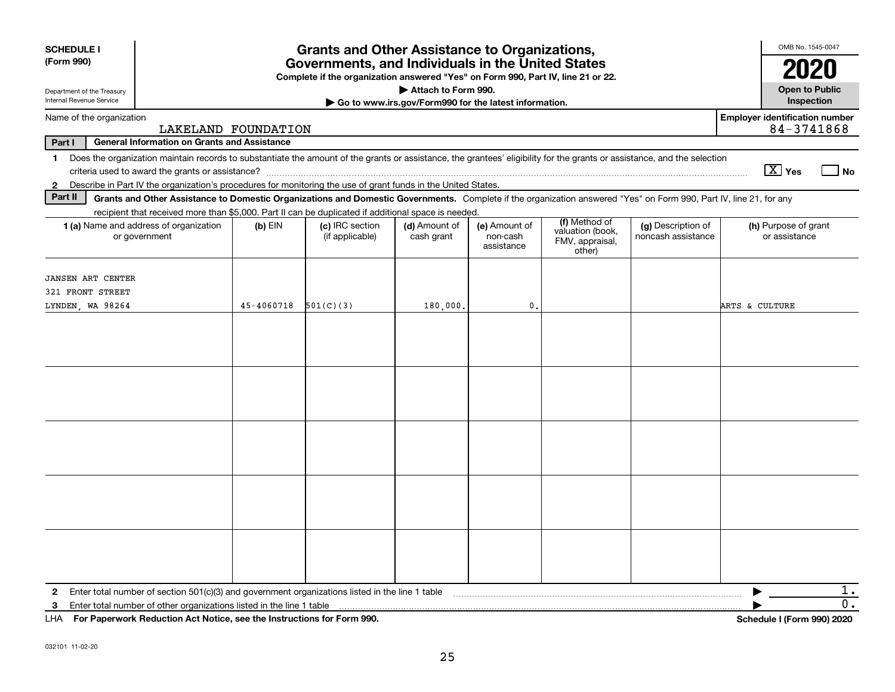**SCHEDULE I**
**(Form 990)**

Department of the Treasury
Internal Revenue Service

# Grants and Other Assistance to Organizations, Governments, and Individuals in the United States

**Complete if the organization answered "Yes" on Form 990, Part IV, line 21 or 22.**
**▶ Attach to Form 990.**
**▶ Go to www.irs.gov/Form990 for the latest information.**

OMB No. 1545-0047

**2020**

**Open to Public Inspection**

Name of the organization: LAKELAND FOUNDATION

**Employer identification number:** 84-3741868

**Part I — General Information on Grants and Assistance**

1 Does the organization maintain records to substantiate the amount of the grants or assistance, the grantees' eligibility for the grants or assistance, and the selection criteria used to award the grants or assistance? [X] Yes [ ] No

2 Describe in Part IV the organization's procedures for monitoring the use of grant funds in the United States.

**Part II — Grants and Other Assistance to Domestic Organizations and Domestic Governments.** Complete if the organization answered "Yes" on Form 990, Part IV, line 21, for any recipient that received more than $5,000. Part II can be duplicated if additional space is needed.

| 1 (a) Name and address of organization or government | (b) EIN | (c) IRC section (if applicable) | (d) Amount of cash grant | (e) Amount of non-cash assistance | (f) Method of valuation (book, FMV, appraisal, other) | (g) Description of noncash assistance | (h) Purpose of grant or assistance |
|---|---|---|---|---|---|---|---|
| JANSEN ART CENTER<br>321 FRONT STREET<br>LYNDEN, WA 98264 | 45-4060718 | 501(C)(3) | 180,000. | 0. | | | ARTS & CULTURE |
| | | | | | | | |
| | | | | | | | |
| | | | | | | | |
| | | | | | | | |
| | | | | | | | |

2 Enter total number of section 501(c)(3) and government organizations listed in the line 1 table ▶ 1.

3 Enter total number of other organizations listed in the line 1 table ▶ 0.

LHA **For Paperwork Reduction Act Notice, see the Instructions for Form 990.** **Schedule I (Form 990) 2020**

032101 11-02-20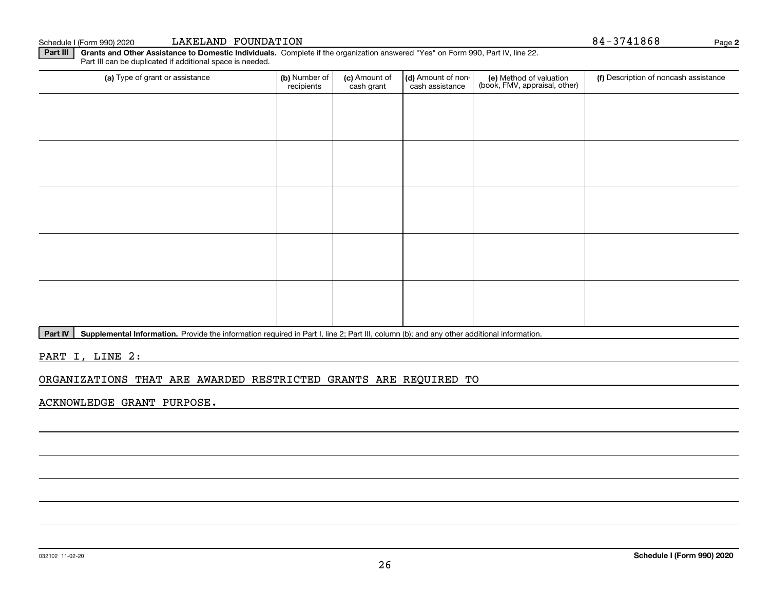Schedule I (Form 990) 2020 LAKELAND FOUNDATION 84-3741868 Page **2**

**Part III** **Grants and Other Assistance to Domestic Individuals.** Complete if the organization answered "Yes" on Form 990, Part IV, line 22. Part III can be duplicated if additional space is needed.

| (a) Type of grant or assistance | (b) Number of recipients | (c) Amount of cash grant | (d) Amount of non-cash assistance | (e) Method of valuation (book, FMV, appraisal, other) | (f) Description of noncash assistance |
|---|---|---|---|---|---|
| | | | | | |
| | | | | | |
| | | | | | |
| | | | | | |
| | | | | | |

**Part IV** **Supplemental Information.** Provide the information required in Part I, line 2; Part III, column (b); and any other additional information.

PART I, LINE 2:

ORGANIZATIONS THAT ARE AWARDED RESTRICTED GRANTS ARE REQUIRED TO

ACKNOWLEDGE GRANT PURPOSE.

032102 11-02-20 **Schedule I (Form 990) 2020**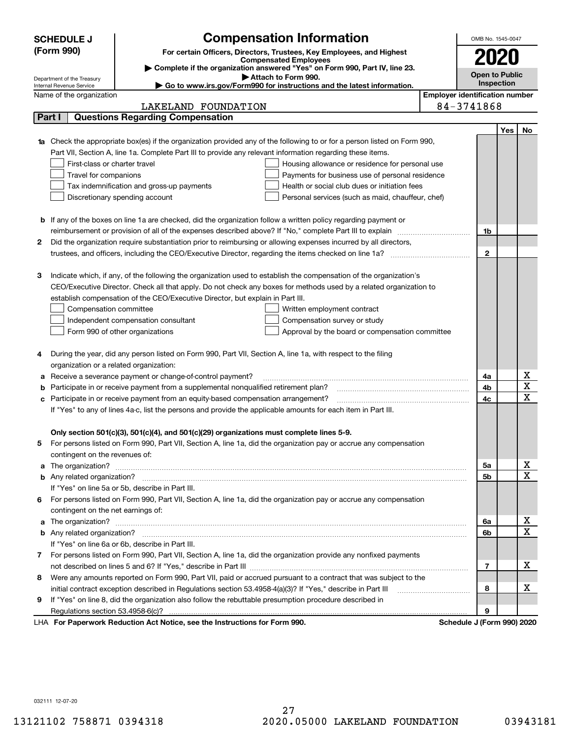**SCHEDULE J (Form 990)**

Department of the Treasury
Internal Revenue Service

# Compensation Information

**For certain Officers, Directors, Trustees, Key Employees, and Highest Compensated Employees**

▶ **Complete if the organization answered "Yes" on Form 990, Part IV, line 23.**

▶ **Attach to Form 990.**

▶ **Go to www.irs.gov/Form990 for instructions and the latest information.**

OMB No. 1545-0047

**2020**

**Open to Public Inspection**

Name of the organization: LAKELAND FOUNDATION

**Employer identification number:** 84-3741868

## Part I Questions Regarding Compensation

| | | | Yes | No |
|---|---|---|---|---|
| **1a** | Check the appropriate box(es) if the organization provided any of the following to or for a person listed on Form 990, Part VII, Section A, line 1a. Complete Part III to provide any relevant information regarding these items.<br>☐ First-class or charter travel ☐ Housing allowance or residence for personal use<br>☐ Travel for companions ☐ Payments for business use of personal residence<br>☐ Tax indemnification and gross-up payments ☐ Health or social club dues or initiation fees<br>☐ Discretionary spending account ☐ Personal services (such as maid, chauffeur, chef) | | | |
| **b** | If any of the boxes on line 1a are checked, did the organization follow a written policy regarding payment or reimbursement or provision of all of the expenses described above? If "No," complete Part III to explain | 1b | | |
| **2** | Did the organization require substantiation prior to reimbursing or allowing expenses incurred by all directors, trustees, and officers, including the CEO/Executive Director, regarding the items checked on line 1a? | 2 | | |
| **3** | Indicate which, if any, of the following the organization used to establish the compensation of the organization's CEO/Executive Director. Check all that apply. Do not check any boxes for methods used by a related organization to establish compensation of the CEO/Executive Director, but explain in Part III.<br>☐ Compensation committee ☐ Written employment contract<br>☐ Independent compensation consultant ☐ Compensation survey or study<br>☐ Form 990 of other organizations ☐ Approval by the board or compensation committee | | | |
| **4** | During the year, did any person listed on Form 990, Part VII, Section A, line 1a, with respect to the filing organization or a related organization: | | | |
| **a** | Receive a severance payment or change-of-control payment? | 4a | | X |
| **b** | Participate in or receive payment from a supplemental nonqualified retirement plan? | 4b | | X |
| **c** | Participate in or receive payment from an equity-based compensation arrangement? | 4c | | X |
| | If "Yes" to any of lines 4a-c, list the persons and provide the applicable amounts for each item in Part III. | | | |
| | **Only section 501(c)(3), 501(c)(4), and 501(c)(29) organizations must complete lines 5-9.** | | | |
| **5** | For persons listed on Form 990, Part VII, Section A, line 1a, did the organization pay or accrue any compensation contingent on the revenues of: | | | |
| **a** | The organization? | 5a | | X |
| **b** | Any related organization? | 5b | | X |
| | If "Yes" on line 5a or 5b, describe in Part III. | | | |
| **6** | For persons listed on Form 990, Part VII, Section A, line 1a, did the organization pay or accrue any compensation contingent on the net earnings of: | | | |
| **a** | The organization? | 6a | | X |
| **b** | Any related organization? | 6b | | X |
| | If "Yes" on line 6a or 6b, describe in Part III. | | | |
| **7** | For persons listed on Form 990, Part VII, Section A, line 1a, did the organization provide any nonfixed payments not described on lines 5 and 6? If "Yes," describe in Part III | 7 | | X |
| **8** | Were any amounts reported on Form 990, Part VII, paid or accrued pursuant to a contract that was subject to the initial contract exception described in Regulations section 53.4958-4(a)(3)? If "Yes," describe in Part III | 8 | | X |
| **9** | If "Yes" on line 8, did the organization also follow the rebuttable presumption procedure described in Regulations section 53.4958-6(c)? | 9 | | |

LHA **For Paperwork Reduction Act Notice, see the Instructions for Form 990.** **Schedule J (Form 990) 2020**

032111 12-07-20

13121102 758871 0394318 2020.05000 LAKELAND FOUNDATION 03943181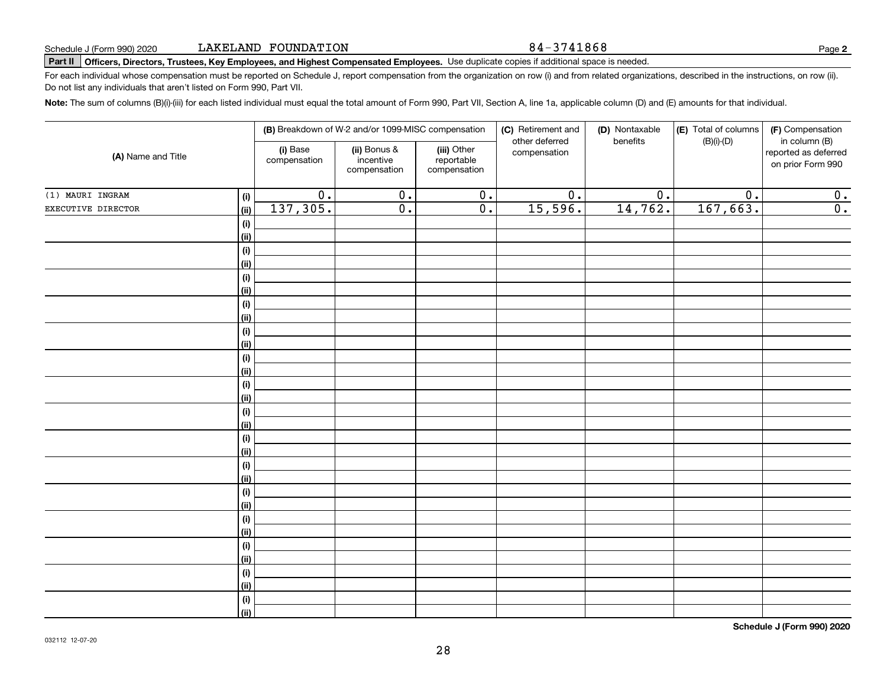Schedule J (Form 990) 2020 LAKELAND FOUNDATION 84-3741868 Page **2**

**Part II** **Officers, Directors, Trustees, Key Employees, and Highest Compensated Employees.** Use duplicate copies if additional space is needed.

For each individual whose compensation must be reported on Schedule J, report compensation from the organization on row (i) and from related organizations, described in the instructions, on row (ii). Do not list any individuals that aren't listed on Form 990, Part VII.

**Note:** The sum of columns (B)(i)-(iii) for each listed individual must equal the total amount of Form 990, Part VII, Section A, line 1a, applicable column (D) and (E) amounts for that individual.

| (A) Name and Title | | (B) Breakdown of W-2 and/or 1099-MISC compensation | | | (C) Retirement and other deferred compensation | (D) Nontaxable benefits | (E) Total of columns (B)(i)-(D) | (F) Compensation in column (B) reported as deferred on prior Form 990 |
|---|---|---|---|---|---|---|---|---|
| | | (i) Base compensation | (ii) Bonus & incentive compensation | (iii) Other reportable compensation | | | | |
| (1) MAURI INGRAM | (i) | 0. | 0. | 0. | 0. | 0. | 0. | 0. |
| EXECUTIVE DIRECTOR | (ii) | 137,305. | 0. | 0. | 15,596. | 14,762. | 167,663. | 0. |
| | (i) | | | | | | | |
| | (ii) | | | | | | | |
| | (i) | | | | | | | |
| | (ii) | | | | | | | |
| | (i) | | | | | | | |
| | (ii) | | | | | | | |
| | (i) | | | | | | | |
| | (ii) | | | | | | | |
| | (i) | | | | | | | |
| | (ii) | | | | | | | |
| | (i) | | | | | | | |
| | (ii) | | | | | | | |
| | (i) | | | | | | | |
| | (ii) | | | | | | | |
| | (i) | | | | | | | |
| | (ii) | | | | | | | |
| | (i) | | | | | | | |
| | (ii) | | | | | | | |
| | (i) | | | | | | | |
| | (ii) | | | | | | | |
| | (i) | | | | | | | |
| | (ii) | | | | | | | |
| | (i) | | | | | | | |
| | (ii) | | | | | | | |
| | (i) | | | | | | | |
| | (ii) | | | | | | | |
| | (i) | | | | | | | |
| | (ii) | | | | | | | |
| | (i) | | | | | | | |
| | (ii) | | | | | | | |

**Schedule J (Form 990) 2020**

032112 12-07-20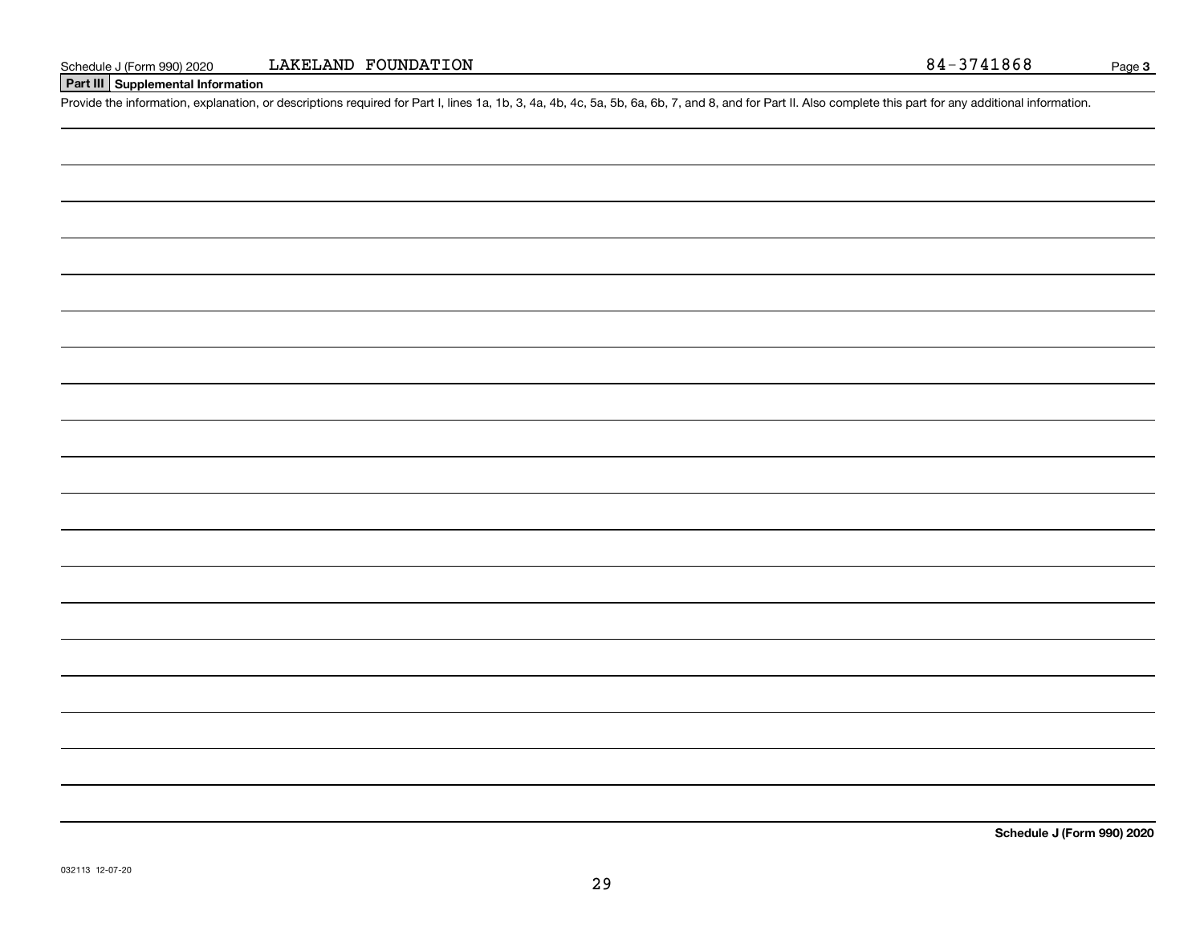Schedule J (Form 990) 2020 LAKELAND FOUNDATION 84-3741868

## Part III Supplemental Information

Provide the information, explanation, or descriptions required for Part I, lines 1a, 1b, 3, 4a, 4b, 4c, 5a, 5b, 6a, 6b, 7, and 8, and for Part II. Also complete this part for any additional information.

**Schedule J (Form 990) 2020**

032113 12-07-20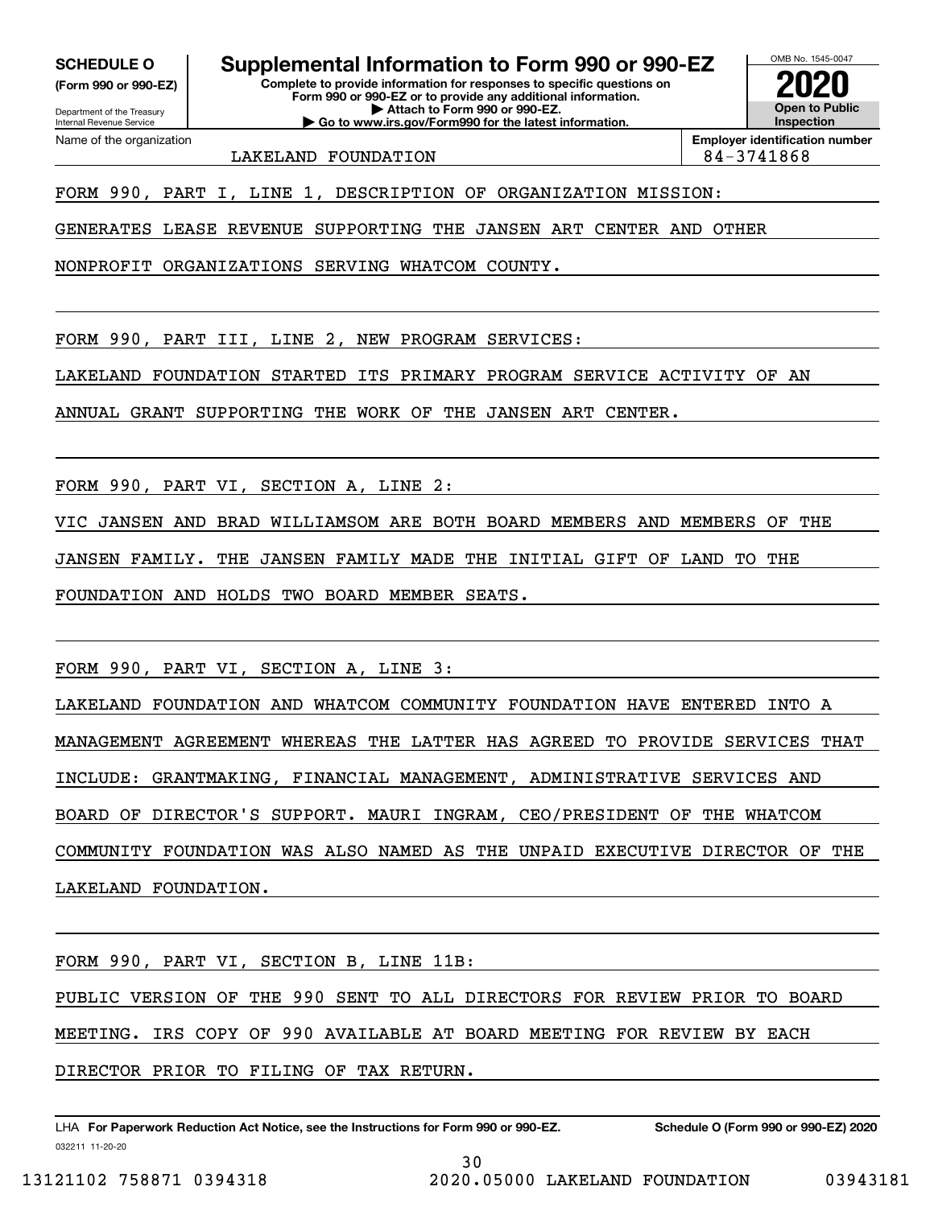**SCHEDULE O**
**(Form 990 or 990-EZ)**

Department of the Treasury
Internal Revenue Service

# Supplemental Information to Form 990 or 990-EZ

**Complete to provide information for responses to specific questions on Form 990 or 990-EZ or to provide any additional information.**
**▶ Attach to Form 990 or 990-EZ.**
**▶ Go to www.irs.gov/Form990 for the latest information.**

OMB No. 1545-0047

**2020**

**Open to Public Inspection**

Name of the organization: LAKELAND FOUNDATION

**Employer identification number**: 84-3741868

FORM 990, PART I, LINE 1, DESCRIPTION OF ORGANIZATION MISSION:

GENERATES LEASE REVENUE SUPPORTING THE JANSEN ART CENTER AND OTHER NONPROFIT ORGANIZATIONS SERVING WHATCOM COUNTY.

FORM 990, PART III, LINE 2, NEW PROGRAM SERVICES:

LAKELAND FOUNDATION STARTED ITS PRIMARY PROGRAM SERVICE ACTIVITY OF AN ANNUAL GRANT SUPPORTING THE WORK OF THE JANSEN ART CENTER.

FORM 990, PART VI, SECTION A, LINE 2:

VIC JANSEN AND BRAD WILLIAMSOM ARE BOTH BOARD MEMBERS AND MEMBERS OF THE JANSEN FAMILY. THE JANSEN FAMILY MADE THE INITIAL GIFT OF LAND TO THE FOUNDATION AND HOLDS TWO BOARD MEMBER SEATS.

FORM 990, PART VI, SECTION A, LINE 3:

LAKELAND FOUNDATION AND WHATCOM COMMUNITY FOUNDATION HAVE ENTERED INTO A MANAGEMENT AGREEMENT WHEREAS THE LATTER HAS AGREED TO PROVIDE SERVICES THAT INCLUDE: GRANTMAKING, FINANCIAL MANAGEMENT, ADMINISTRATIVE SERVICES AND BOARD OF DIRECTOR'S SUPPORT. MAURI INGRAM, CEO/PRESIDENT OF THE WHATCOM COMMUNITY FOUNDATION WAS ALSO NAMED AS THE UNPAID EXECUTIVE DIRECTOR OF THE LAKELAND FOUNDATION.

FORM 990, PART VI, SECTION B, LINE 11B:

PUBLIC VERSION OF THE 990 SENT TO ALL DIRECTORS FOR REVIEW PRIOR TO BOARD MEETING. IRS COPY OF 990 AVAILABLE AT BOARD MEETING FOR REVIEW BY EACH DIRECTOR PRIOR TO FILING OF TAX RETURN.

LHA **For Paperwork Reduction Act Notice, see the Instructions for Form 990 or 990-EZ.** **Schedule O (Form 990 or 990-EZ) 2020**

032211 11-20-20

13121102 758871 0394318 2020.05000 LAKELAND FOUNDATION 03943181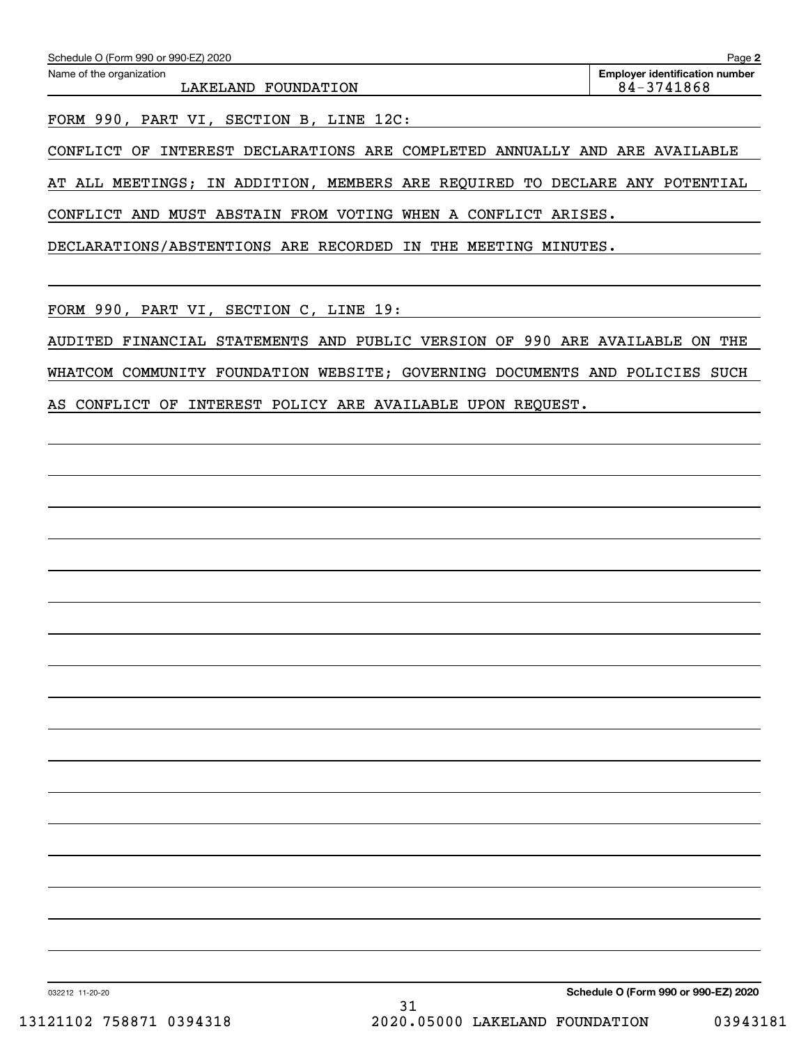Schedule O (Form 990 or 990-EZ) 2020 Page **2**

| Name of the organization | Employer identification number |
|---|---|
| LAKELAND FOUNDATION | 84-3741868 |

FORM 990, PART VI, SECTION B, LINE 12C:

CONFLICT OF INTEREST DECLARATIONS ARE COMPLETED ANNUALLY AND ARE AVAILABLE AT ALL MEETINGS; IN ADDITION, MEMBERS ARE REQUIRED TO DECLARE ANY POTENTIAL CONFLICT AND MUST ABSTAIN FROM VOTING WHEN A CONFLICT ARISES. DECLARATIONS/ABSTENTIONS ARE RECORDED IN THE MEETING MINUTES.

FORM 990, PART VI, SECTION C, LINE 19:

AUDITED FINANCIAL STATEMENTS AND PUBLIC VERSION OF 990 ARE AVAILABLE ON THE WHATCOM COMMUNITY FOUNDATION WEBSITE; GOVERNING DOCUMENTS AND POLICIES SUCH AS CONFLICT OF INTEREST POLICY ARE AVAILABLE UPON REQUEST.

032212 11-20-20 **Schedule O (Form 990 or 990-EZ) 2020**

13121102 758871 0394318 2020.05000 LAKELAND FOUNDATION 03943181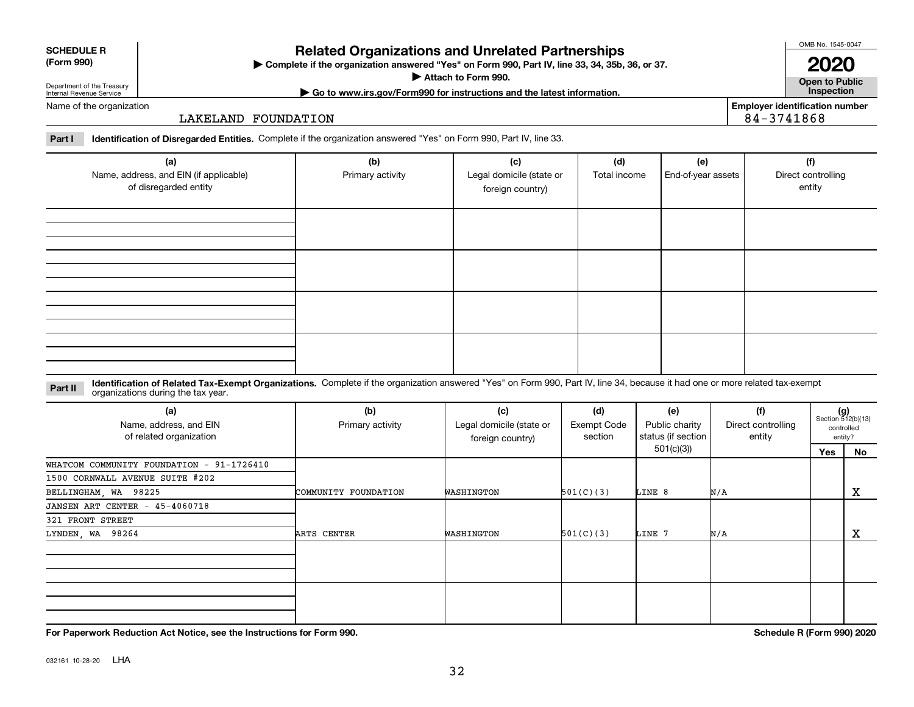**SCHEDULE R (Form 990)**

Department of the Treasury
Internal Revenue Service

# Related Organizations and Unrelated Partnerships

▶ Complete if the organization answered "Yes" on Form 990, Part IV, line 33, 34, 35b, 36, or 37.
▶ Attach to Form 990.
▶ Go to www.irs.gov/Form990 for instructions and the latest information.

OMB No. 1545-0047

**2020**

**Open to Public Inspection**

Name of the organization: LAKELAND FOUNDATION

**Employer identification number:** 84-3741868

**Part I** **Identification of Disregarded Entities.** Complete if the organization answered "Yes" on Form 990, Part IV, line 33.

| (a) Name, address, and EIN (if applicable) of disregarded entity | (b) Primary activity | (c) Legal domicile (state or foreign country) | (d) Total income | (e) End-of-year assets | (f) Direct controlling entity |
|---|---|---|---|---|---|
| | | | | | |
| | | | | | |
| | | | | | |
| | | | | | |

**Part II** **Identification of Related Tax-Exempt Organizations.** Complete if the organization answered "Yes" on Form 990, Part IV, line 34, because it had one or more related tax-exempt organizations during the tax year.

| (a) Name, address, and EIN of related organization | (b) Primary activity | (c) Legal domicile (state or foreign country) | (d) Exempt Code section | (e) Public charity status (if section 501(c)(3)) | (f) Direct controlling entity | (g) Section 512(b)(13) controlled entity? Yes | No |
|---|---|---|---|---|---|---|---|
| WHATCOM COMMUNITY FOUNDATION - 91-1726410<br>1500 CORNWALL AVENUE SUITE #202<br>BELLINGHAM, WA 98225 | COMMUNITY FOUNDATION | WASHINGTON | 501(C)(3) | LINE 8 | N/A | | X |
| JANSEN ART CENTER - 45-4060718<br>321 FRONT STREET<br>LYNDEN, WA 98264 | ARTS CENTER | WASHINGTON | 501(C)(3) | LINE 7 | N/A | | X |
| | | | | | | | |
| | | | | | | | |

**For Paperwork Reduction Act Notice, see the Instructions for Form 990.** **Schedule R (Form 990) 2020**

032161 10-28-20 LHA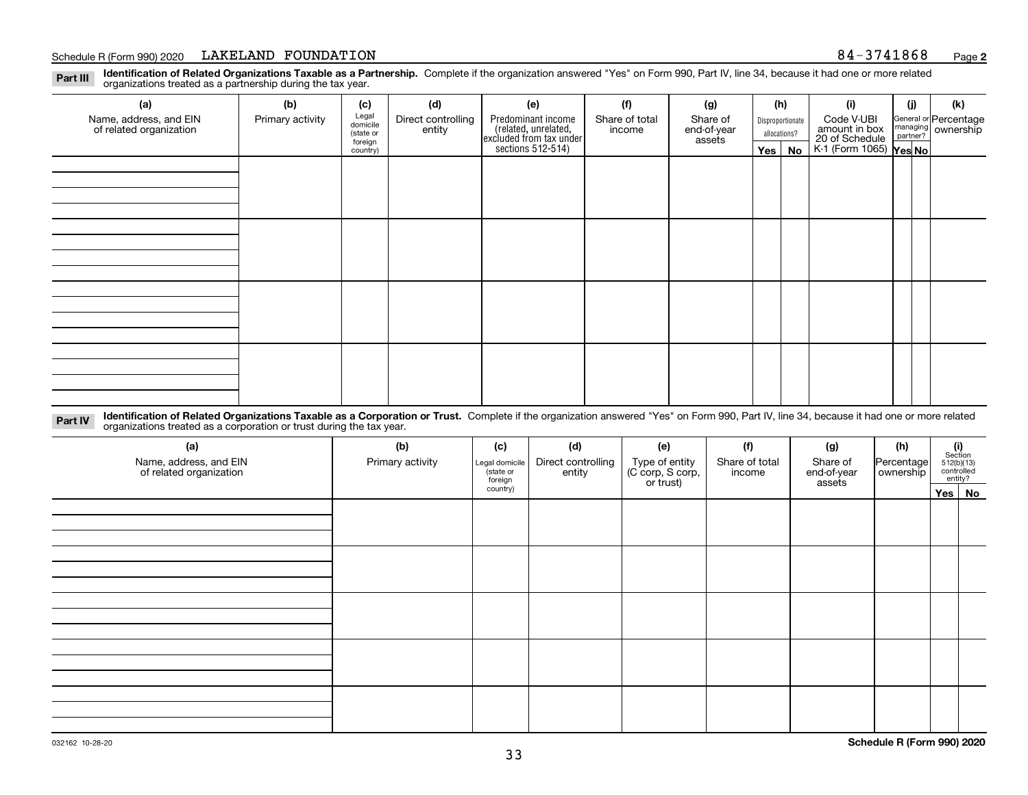Schedule R (Form 990) 2020 LAKELAND FOUNDATION 84-3741868 Page **2**

**Part III** **Identification of Related Organizations Taxable as a Partnership.** Complete if the organization answered "Yes" on Form 990, Part IV, line 34, because it had one or more related organizations treated as a partnership during the tax year.

| (a) Name, address, and EIN of related organization | (b) Primary activity | (c) Legal domicile (state or foreign country) | (d) Direct controlling entity | (e) Predominant income (related, unrelated, excluded from tax under sections 512-514) | (f) Share of total income | (g) Share of end-of-year assets | (h) Disproportionate allocations? Yes | (h) No | (i) Code V-UBI amount in box 20 of Schedule K-1 (Form 1065) | (j) General or managing partner? Yes | (j) No | (k) Percentage ownership |
|---|---|---|---|---|---|---|---|---|---|---|---|---|
| | | | | | | | | | | | | |
| | | | | | | | | | | | | |
| | | | | | | | | | | | | |
| | | | | | | | | | | | | |

**Part IV** **Identification of Related Organizations Taxable as a Corporation or Trust.** Complete if the organization answered "Yes" on Form 990, Part IV, line 34, because it had one or more related organizations treated as a corporation or trust during the tax year.

| (a) Name, address, and EIN of related organization | (b) Primary activity | (c) Legal domicile (state or foreign country) | (d) Direct controlling entity | (e) Type of entity (C corp, S corp, or trust) | (f) Share of total income | (g) Share of end-of-year assets | (h) Percentage ownership | (i) Section 512(b)(13) controlled entity? Yes | (i) No |
|---|---|---|---|---|---|---|---|---|---|
| | | | | | | | | | |
| | | | | | | | | | |
| | | | | | | | | | |
| | | | | | | | | | |
| | | | | | | | | | |

032162 10-28-20 **Schedule R (Form 990) 2020**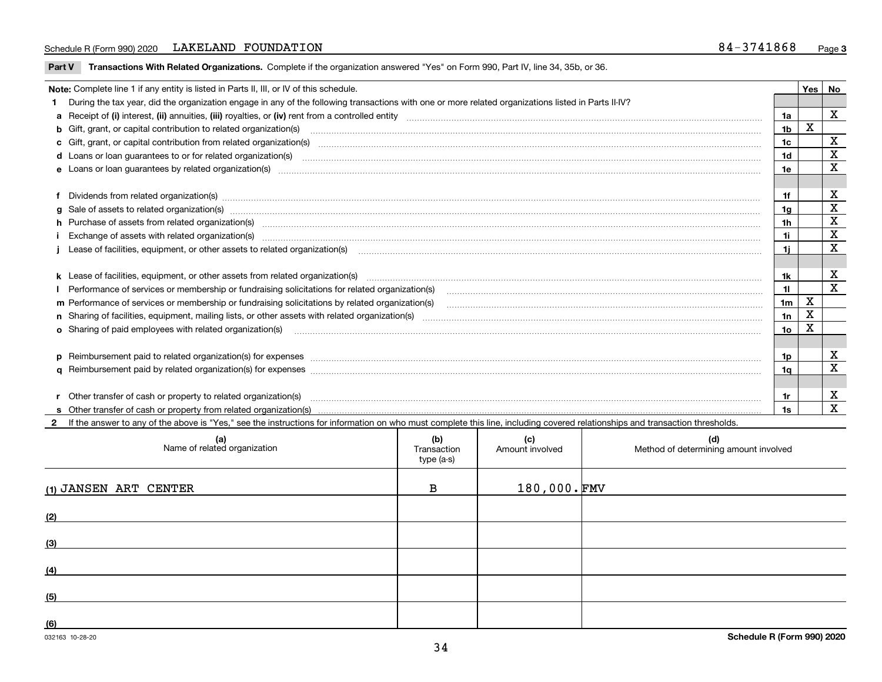Schedule R (Form 990) 2020 LAKELAND FOUNDATION 84-3741868 Page 3

**Part V Transactions With Related Organizations.** Complete if the organization answered "Yes" on Form 990, Part IV, line 34, 35b, or 36.

| Note: Complete line 1 if any entity is listed in Parts II, III, or IV of this schedule. | | Yes | No |
|---|---|---|---|
| **1** During the tax year, did the organization engage in any of the following transactions with one or more related organizations listed in Parts II-IV? | | | |
| **a** Receipt of (i) interest, (ii) annuities, (iii) royalties, or (iv) rent from a controlled entity | 1a | | X |
| **b** Gift, grant, or capital contribution to related organization(s) | 1b | X | |
| **c** Gift, grant, or capital contribution from related organization(s) | 1c | | X |
| **d** Loans or loan guarantees to or for related organization(s) | 1d | | X |
| **e** Loans or loan guarantees by related organization(s) | 1e | | X |
| **f** Dividends from related organization(s) | 1f | | X |
| **g** Sale of assets to related organization(s) | 1g | | X |
| **h** Purchase of assets from related organization(s) | 1h | | X |
| **i** Exchange of assets with related organization(s) | 1i | | X |
| **j** Lease of facilities, equipment, or other assets to related organization(s) | 1j | | X |
| **k** Lease of facilities, equipment, or other assets from related organization(s) | 1k | | X |
| **l** Performance of services or membership or fundraising solicitations for related organization(s) | 1l | | X |
| **m** Performance of services or membership or fundraising solicitations by related organization(s) | 1m | X | |
| **n** Sharing of facilities, equipment, mailing lists, or other assets with related organization(s) | 1n | X | |
| **o** Sharing of paid employees with related organization(s) | 1o | X | |
| **p** Reimbursement paid to related organization(s) for expenses | 1p | | X |
| **q** Reimbursement paid by related organization(s) for expenses | 1q | | X |
| **r** Other transfer of cash or property to related organization(s) | 1r | | X |
| **s** Other transfer of cash or property from related organization(s) | 1s | | X |

**2** If the answer to any of the above is "Yes," see the instructions for information on who must complete this line, including covered relationships and transaction thresholds.

| (a) Name of related organization | (b) Transaction type (a-s) | (c) Amount involved | (d) Method of determining amount involved |
|---|---|---|---|
| (1) JANSEN ART CENTER | B | 180,000. | FMV |
| (2) | | | |
| (3) | | | |
| (4) | | | |
| (5) | | | |
| (6) | | | |

032163 10-28-20 **Schedule R (Form 990) 2020**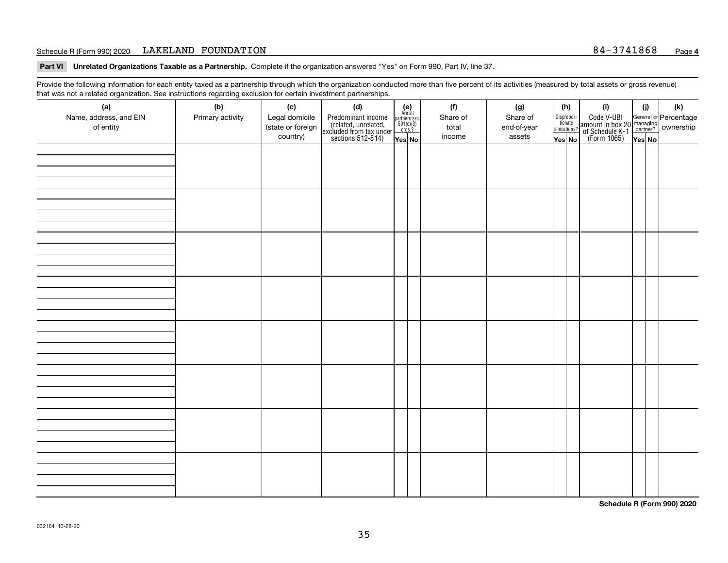Schedule R (Form 990) 2020 LAKELAND FOUNDATION 84-3741868 Page **4**

**Part VI Unrelated Organizations Taxable as a Partnership.** Complete if the organization answered "Yes" on Form 990, Part IV, line 37.

Provide the following information for each entity taxed as a partnership through which the organization conducted more than five percent of its activities (measured by total assets or gross revenue) that was not a related organization. See instructions regarding exclusion for certain investment partnerships.

| (a) Name, address, and EIN of entity | (b) Primary activity | (c) Legal domicile (state or foreign country) | (d) Predominant income (related, unrelated, excluded from tax under sections 512-514) | (e) Are all partners sec. 501(c)(3) orgs.? Yes | (e) No | (f) Share of total income | (g) Share of end-of-year assets | (h) Disproportionate allocations? Yes | (h) No | (i) Code V-UBI amount in box 20 of Schedule K-1 (Form 1065) | (j) General or managing partner? Yes | (j) No | (k) Percentage ownership |
|---|---|---|---|---|---|---|---|---|---|---|---|---|---|
| | | | | | | | | | | | | | |
| | | | | | | | | | | | | | |
| | | | | | | | | | | | | | |
| | | | | | | | | | | | | | |
| | | | | | | | | | | | | | |
| | | | | | | | | | | | | | |
| | | | | | | | | | | | | | |
| | | | | | | | | | | | | | |

**Schedule R (Form 990) 2020**

032164 10-28-20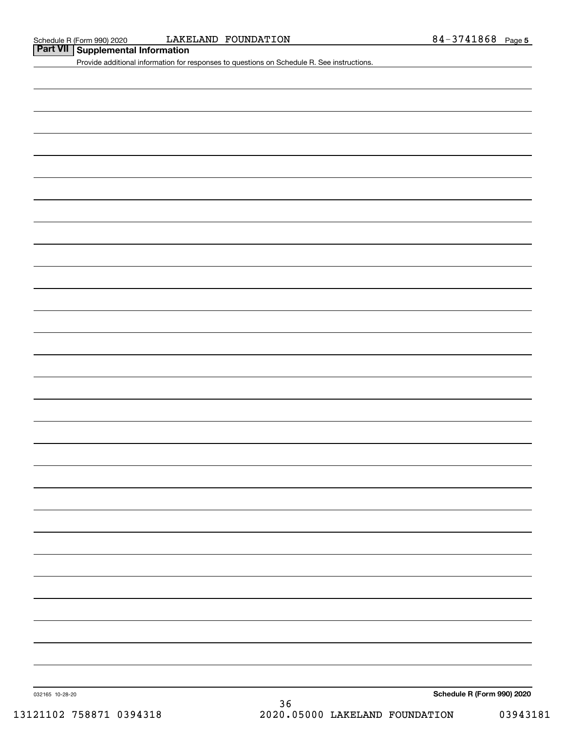## Part VII Supplemental Information

Provide additional information for responses to questions on Schedule R. See instructions.